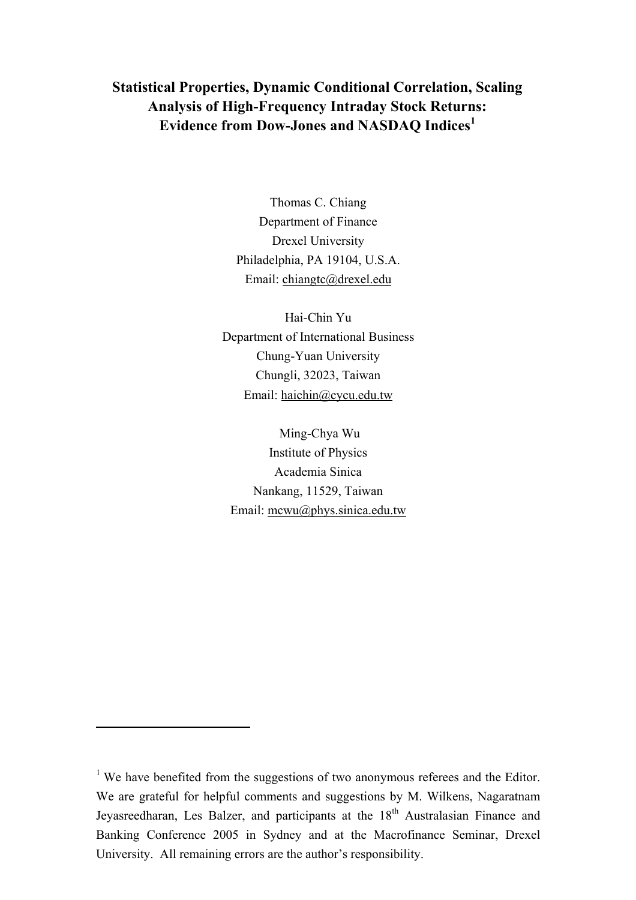# Statistical Properties, Dynamic Conditional Correlation, Scaling Analysis of High-Frequency Intraday Stock Returns: Evidence from Dow-Jones and NASDAQ Indices[1]

Thomas C. Chiang
Department of Finance
Drexel University
Philadelphia, PA 19104, U.S.A.
Email: chiangtc@drexel.edu

Hai-Chin Yu
Department of International Business
Chung-Yuan University
Chungli, 32023, Taiwan
Email: haichin@cycu.edu.tw

Ming-Chya Wu
Institute of Physics
Academia Sinica
Nankang, 11529, Taiwan
Email: mcwu@phys.sinica.edu.tw

---

[1] We have benefited from the suggestions of two anonymous referees and the Editor. We are grateful for helpful comments and suggestions by M. Wilkens, Nagaratnam Jeyasreedharan, Les Balzer, and participants at the 18th Australasian Finance and Banking Conference 2005 in Sydney and at the Macrofinance Seminar, Drexel University. All remaining errors are the author's responsibility.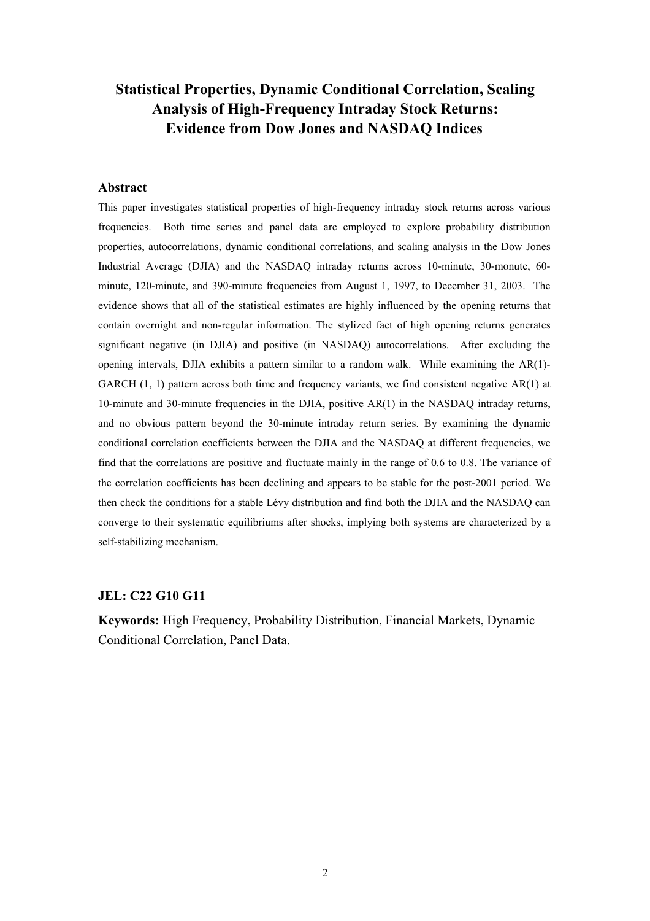# Statistical Properties, Dynamic Conditional Correlation, Scaling Analysis of High-Frequency Intraday Stock Returns: Evidence from Dow Jones and NASDAQ Indices

## Abstract

This paper investigates statistical properties of high-frequency intraday stock returns across various frequencies. Both time series and panel data are employed to explore probability distribution properties, autocorrelations, dynamic conditional correlations, and scaling analysis in the Dow Jones Industrial Average (DJIA) and the NASDAQ intraday returns across 10-minute, 30-monute, 60-minute, 120-minute, and 390-minute frequencies from August 1, 1997, to December 31, 2003. The evidence shows that all of the statistical estimates are highly influenced by the opening returns that contain overnight and non-regular information. The stylized fact of high opening returns generates significant negative (in DJIA) and positive (in NASDAQ) autocorrelations. After excluding the opening intervals, DJIA exhibits a pattern similar to a random walk. While examining the AR(1)-GARCH (1, 1) pattern across both time and frequency variants, we find consistent negative AR(1) at 10-minute and 30-minute frequencies in the DJIA, positive AR(1) in the NASDAQ intraday returns, and no obvious pattern beyond the 30-minute intraday return series. By examining the dynamic conditional correlation coefficients between the DJIA and the NASDAQ at different frequencies, we find that the correlations are positive and fluctuate mainly in the range of 0.6 to 0.8. The variance of the correlation coefficients has been declining and appears to be stable for the post-2001 period. We then check the conditions for a stable Lévy distribution and find both the DJIA and the NASDAQ can converge to their systematic equilibriums after shocks, implying both systems are characterized by a self-stabilizing mechanism.

### JEL: C22 G10 G11

**Keywords:** High Frequency, Probability Distribution, Financial Markets, Dynamic Conditional Correlation, Panel Data.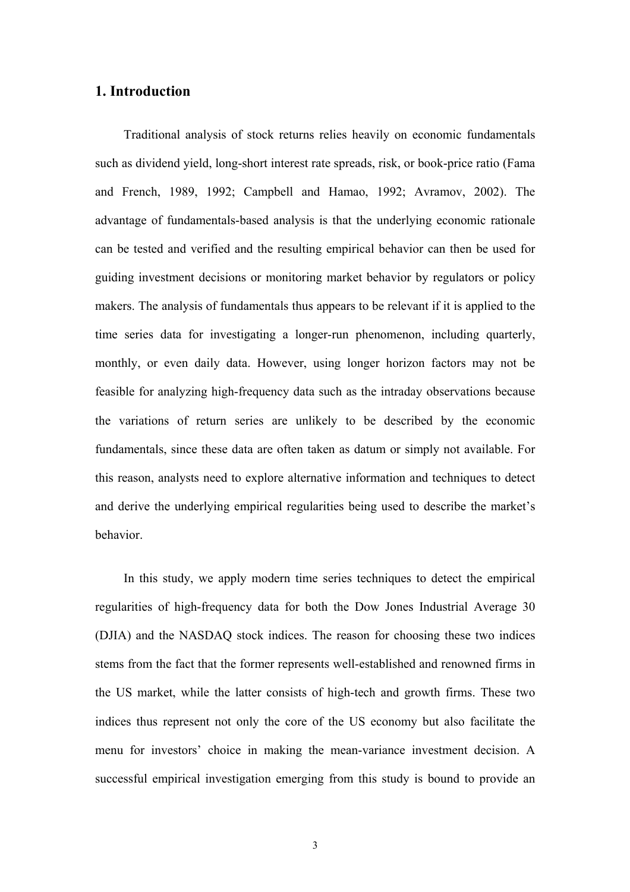## 1. Introduction

Traditional analysis of stock returns relies heavily on economic fundamentals such as dividend yield, long-short interest rate spreads, risk, or book-price ratio (Fama and French, 1989, 1992; Campbell and Hamao, 1992; Avramov, 2002). The advantage of fundamentals-based analysis is that the underlying economic rationale can be tested and verified and the resulting empirical behavior can then be used for guiding investment decisions or monitoring market behavior by regulators or policy makers. The analysis of fundamentals thus appears to be relevant if it is applied to the time series data for investigating a longer-run phenomenon, including quarterly, monthly, or even daily data. However, using longer horizon factors may not be feasible for analyzing high-frequency data such as the intraday observations because the variations of return series are unlikely to be described by the economic fundamentals, since these data are often taken as datum or simply not available. For this reason, analysts need to explore alternative information and techniques to detect and derive the underlying empirical regularities being used to describe the market's behavior.

In this study, we apply modern time series techniques to detect the empirical regularities of high-frequency data for both the Dow Jones Industrial Average 30 (DJIA) and the NASDAQ stock indices. The reason for choosing these two indices stems from the fact that the former represents well-established and renowned firms in the US market, while the latter consists of high-tech and growth firms. These two indices thus represent not only the core of the US economy but also facilitate the menu for investors' choice in making the mean-variance investment decision. A successful empirical investigation emerging from this study is bound to provide an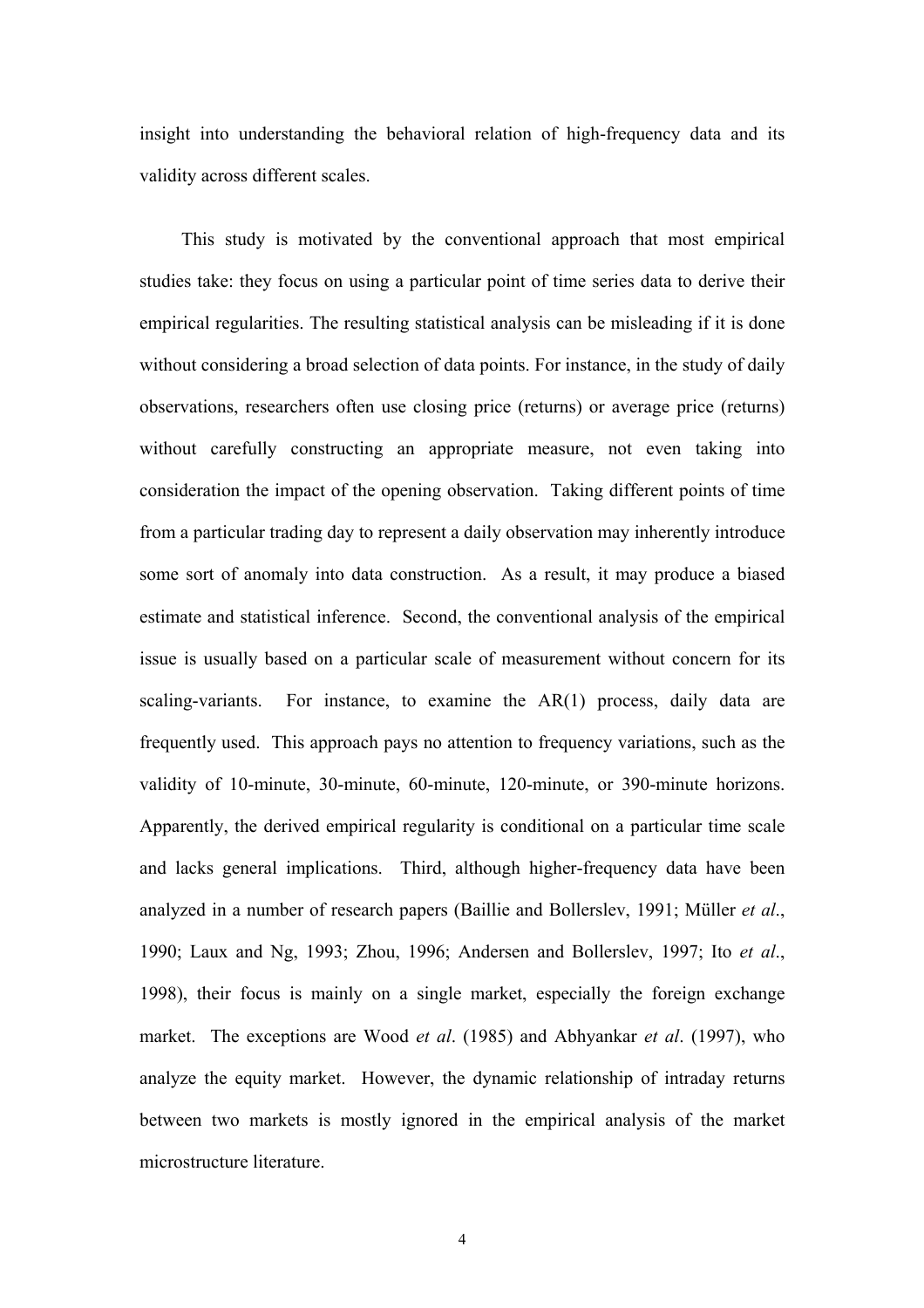insight into understanding the behavioral relation of high-frequency data and its validity across different scales.

This study is motivated by the conventional approach that most empirical studies take: they focus on using a particular point of time series data to derive their empirical regularities. The resulting statistical analysis can be misleading if it is done without considering a broad selection of data points. For instance, in the study of daily observations, researchers often use closing price (returns) or average price (returns) without carefully constructing an appropriate measure, not even taking into consideration the impact of the opening observation. Taking different points of time from a particular trading day to represent a daily observation may inherently introduce some sort of anomaly into data construction. As a result, it may produce a biased estimate and statistical inference. Second, the conventional analysis of the empirical issue is usually based on a particular scale of measurement without concern for its scaling-variants. For instance, to examine the AR(1) process, daily data are frequently used. This approach pays no attention to frequency variations, such as the validity of 10-minute, 30-minute, 60-minute, 120-minute, or 390-minute horizons. Apparently, the derived empirical regularity is conditional on a particular time scale and lacks general implications. Third, although higher-frequency data have been analyzed in a number of research papers (Baillie and Bollerslev, 1991; Müller *et al*., 1990; Laux and Ng, 1993; Zhou, 1996; Andersen and Bollerslev, 1997; Ito *et al*., 1998), their focus is mainly on a single market, especially the foreign exchange market. The exceptions are Wood *et al*. (1985) and Abhyankar *et al*. (1997), who analyze the equity market. However, the dynamic relationship of intraday returns between two markets is mostly ignored in the empirical analysis of the market microstructure literature.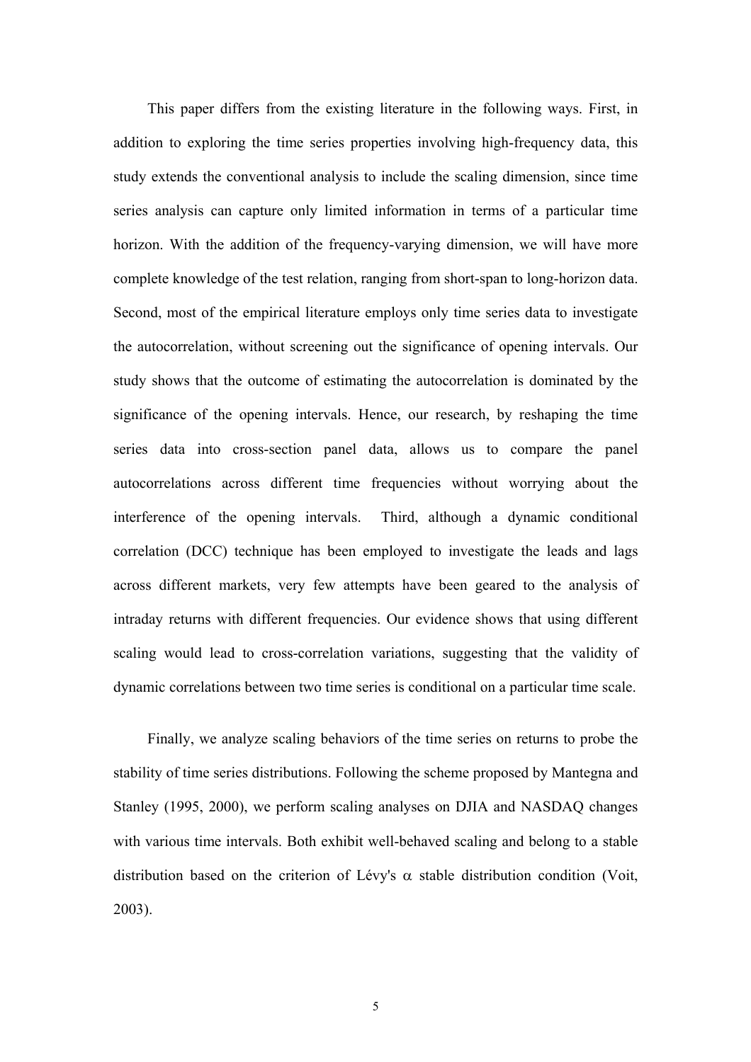This paper differs from the existing literature in the following ways. First, in addition to exploring the time series properties involving high-frequency data, this study extends the conventional analysis to include the scaling dimension, since time series analysis can capture only limited information in terms of a particular time horizon. With the addition of the frequency-varying dimension, we will have more complete knowledge of the test relation, ranging from short-span to long-horizon data. Second, most of the empirical literature employs only time series data to investigate the autocorrelation, without screening out the significance of opening intervals. Our study shows that the outcome of estimating the autocorrelation is dominated by the significance of the opening intervals. Hence, our research, by reshaping the time series data into cross-section panel data, allows us to compare the panel autocorrelations across different time frequencies without worrying about the interference of the opening intervals. Third, although a dynamic conditional correlation (DCC) technique has been employed to investigate the leads and lags across different markets, very few attempts have been geared to the analysis of intraday returns with different frequencies. Our evidence shows that using different scaling would lead to cross-correlation variations, suggesting that the validity of dynamic correlations between two time series is conditional on a particular time scale.

Finally, we analyze scaling behaviors of the time series on returns to probe the stability of time series distributions. Following the scheme proposed by Mantegna and Stanley (1995, 2000), we perform scaling analyses on DJIA and NASDAQ changes with various time intervals. Both exhibit well-behaved scaling and belong to a stable distribution based on the criterion of Lévy's $\alpha$ stable distribution condition (Voit, 2003).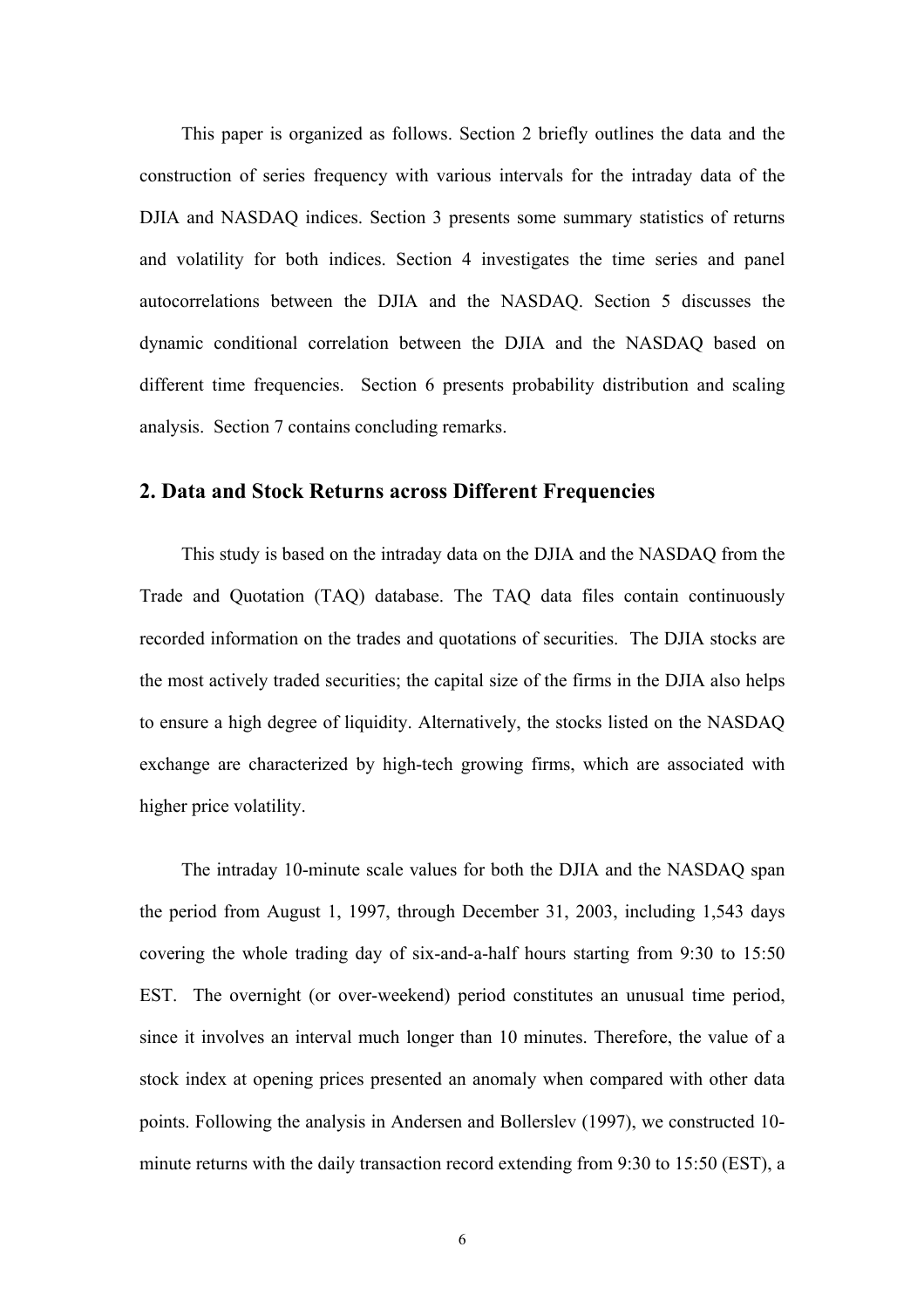This paper is organized as follows. Section 2 briefly outlines the data and the construction of series frequency with various intervals for the intraday data of the DJIA and NASDAQ indices. Section 3 presents some summary statistics of returns and volatility for both indices. Section 4 investigates the time series and panel autocorrelations between the DJIA and the NASDAQ. Section 5 discusses the dynamic conditional correlation between the DJIA and the NASDAQ based on different time frequencies. Section 6 presents probability distribution and scaling analysis. Section 7 contains concluding remarks.

## 2. Data and Stock Returns across Different Frequencies

This study is based on the intraday data on the DJIA and the NASDAQ from the Trade and Quotation (TAQ) database. The TAQ data files contain continuously recorded information on the trades and quotations of securities. The DJIA stocks are the most actively traded securities; the capital size of the firms in the DJIA also helps to ensure a high degree of liquidity. Alternatively, the stocks listed on the NASDAQ exchange are characterized by high-tech growing firms, which are associated with higher price volatility.

The intraday 10-minute scale values for both the DJIA and the NASDAQ span the period from August 1, 1997, through December 31, 2003, including 1,543 days covering the whole trading day of six-and-a-half hours starting from 9:30 to 15:50 EST. The overnight (or over-weekend) period constitutes an unusual time period, since it involves an interval much longer than 10 minutes. Therefore, the value of a stock index at opening prices presented an anomaly when compared with other data points. Following the analysis in Andersen and Bollerslev (1997), we constructed 10-minute returns with the daily transaction record extending from 9:30 to 15:50 (EST), a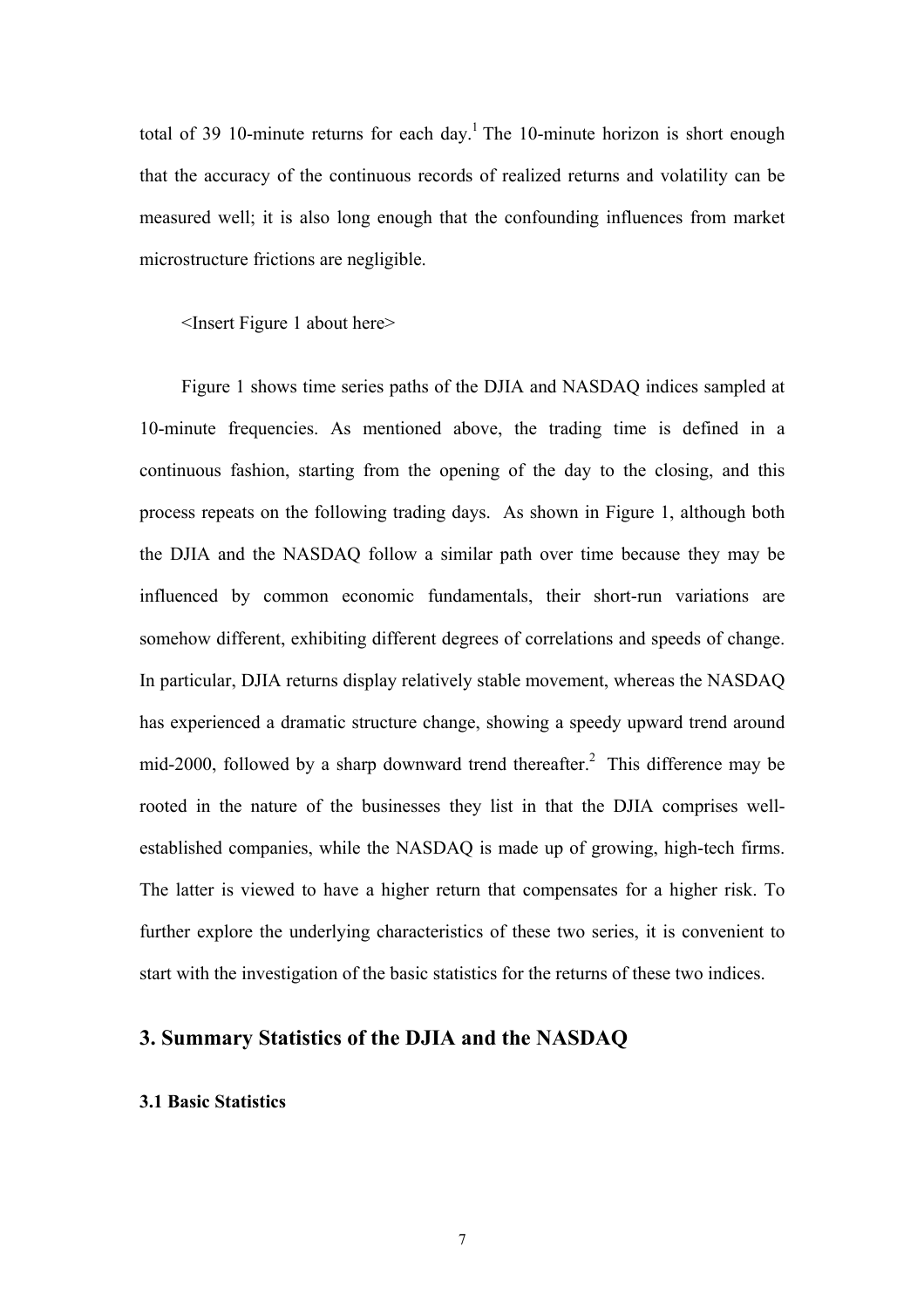total of 39 10-minute returns for each day.[1] The 10-minute horizon is short enough that the accuracy of the continuous records of realized returns and volatility can be measured well; it is also long enough that the confounding influences from market microstructure frictions are negligible.

<Insert Figure 1 about here>

Figure 1 shows time series paths of the DJIA and NASDAQ indices sampled at 10-minute frequencies. As mentioned above, the trading time is defined in a continuous fashion, starting from the opening of the day to the closing, and this process repeats on the following trading days. As shown in Figure 1, although both the DJIA and the NASDAQ follow a similar path over time because they may be influenced by common economic fundamentals, their short-run variations are somehow different, exhibiting different degrees of correlations and speeds of change. In particular, DJIA returns display relatively stable movement, whereas the NASDAQ has experienced a dramatic structure change, showing a speedy upward trend around mid-2000, followed by a sharp downward trend thereafter.[2] This difference may be rooted in the nature of the businesses they list in that the DJIA comprises well-established companies, while the NASDAQ is made up of growing, high-tech firms. The latter is viewed to have a higher return that compensates for a higher risk. To further explore the underlying characteristics of these two series, it is convenient to start with the investigation of the basic statistics for the returns of these two indices.

## 3. Summary Statistics of the DJIA and the NASDAQ

### 3.1 Basic Statistics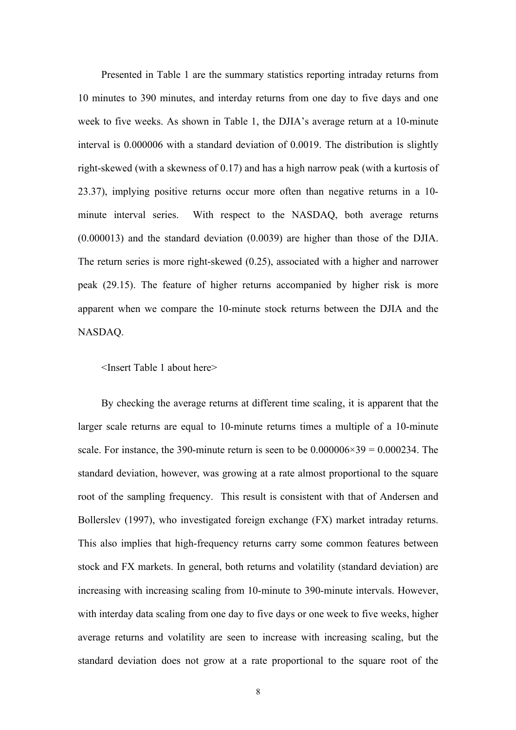Presented in Table 1 are the summary statistics reporting intraday returns from 10 minutes to 390 minutes, and interday returns from one day to five days and one week to five weeks. As shown in Table 1, the DJIA's average return at a 10-minute interval is 0.000006 with a standard deviation of 0.0019. The distribution is slightly right-skewed (with a skewness of 0.17) and has a high narrow peak (with a kurtosis of 23.37), implying positive returns occur more often than negative returns in a 10-minute interval series. With respect to the NASDAQ, both average returns (0.000013) and the standard deviation (0.0039) are higher than those of the DJIA. The return series is more right-skewed (0.25), associated with a higher and narrower peak (29.15). The feature of higher returns accompanied by higher risk is more apparent when we compare the 10-minute stock returns between the DJIA and the NASDAQ.

<Insert Table 1 about here>

By checking the average returns at different time scaling, it is apparent that the larger scale returns are equal to 10-minute returns times a multiple of a 10-minute scale. For instance, the 390-minute return is seen to be $0.000006 \times 39 = 0.000234$. The standard deviation, however, was growing at a rate almost proportional to the square root of the sampling frequency. This result is consistent with that of Andersen and Bollerslev (1997), who investigated foreign exchange (FX) market intraday returns. This also implies that high-frequency returns carry some common features between stock and FX markets. In general, both returns and volatility (standard deviation) are increasing with increasing scaling from 10-minute to 390-minute intervals. However, with interday data scaling from one day to five days or one week to five weeks, higher average returns and volatility are seen to increase with increasing scaling, but the standard deviation does not grow at a rate proportional to the square root of the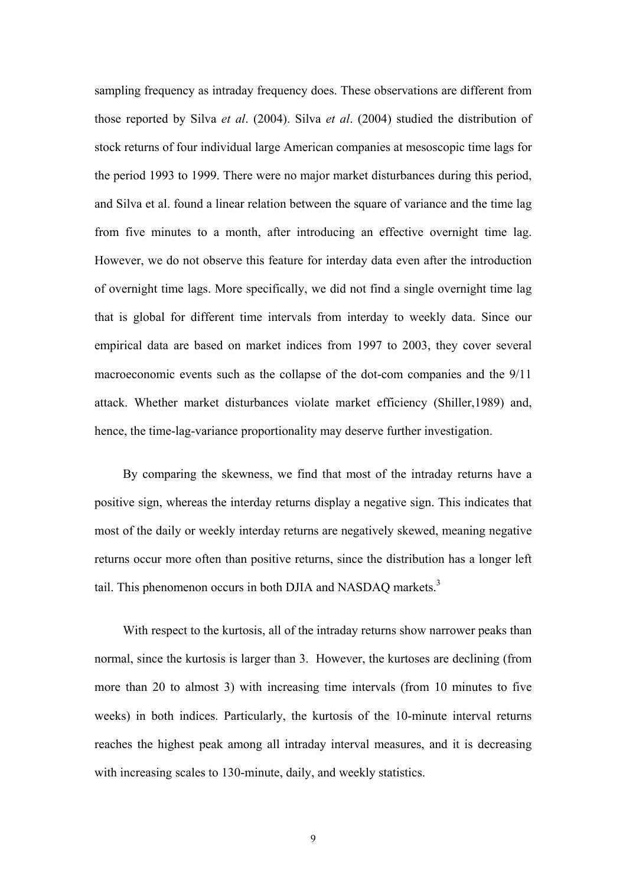sampling frequency as intraday frequency does. These observations are different from those reported by Silva *et al*. (2004). Silva *et al*. (2004) studied the distribution of stock returns of four individual large American companies at mesoscopic time lags for the period 1993 to 1999. There were no major market disturbances during this period, and Silva et al. found a linear relation between the square of variance and the time lag from five minutes to a month, after introducing an effective overnight time lag. However, we do not observe this feature for interday data even after the introduction of overnight time lags. More specifically, we did not find a single overnight time lag that is global for different time intervals from interday to weekly data. Since our empirical data are based on market indices from 1997 to 2003, they cover several macroeconomic events such as the collapse of the dot-com companies and the 9/11 attack. Whether market disturbances violate market efficiency (Shiller,1989) and, hence, the time-lag-variance proportionality may deserve further investigation.

By comparing the skewness, we find that most of the intraday returns have a positive sign, whereas the interday returns display a negative sign. This indicates that most of the daily or weekly interday returns are negatively skewed, meaning negative returns occur more often than positive returns, since the distribution has a longer left tail. This phenomenon occurs in both DJIA and NASDAQ markets.[3]

With respect to the kurtosis, all of the intraday returns show narrower peaks than normal, since the kurtosis is larger than 3. However, the kurtoses are declining (from more than 20 to almost 3) with increasing time intervals (from 10 minutes to five weeks) in both indices. Particularly, the kurtosis of the 10-minute interval returns reaches the highest peak among all intraday interval measures, and it is decreasing with increasing scales to 130-minute, daily, and weekly statistics.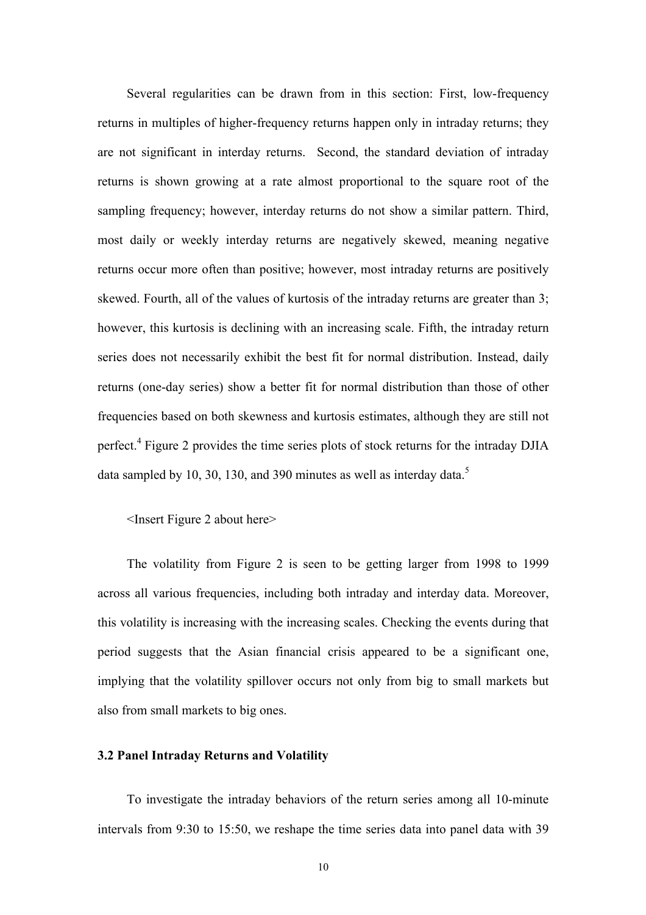Several regularities can be drawn from in this section: First, low-frequency returns in multiples of higher-frequency returns happen only in intraday returns; they are not significant in interday returns. Second, the standard deviation of intraday returns is shown growing at a rate almost proportional to the square root of the sampling frequency; however, interday returns do not show a similar pattern. Third, most daily or weekly interday returns are negatively skewed, meaning negative returns occur more often than positive; however, most intraday returns are positively skewed. Fourth, all of the values of kurtosis of the intraday returns are greater than 3; however, this kurtosis is declining with an increasing scale. Fifth, the intraday return series does not necessarily exhibit the best fit for normal distribution. Instead, daily returns (one-day series) show a better fit for normal distribution than those of other frequencies based on both skewness and kurtosis estimates, although they are still not perfect.[4] Figure 2 provides the time series plots of stock returns for the intraday DJIA data sampled by 10, 30, 130, and 390 minutes as well as interday data.[5]

<Insert Figure 2 about here>

The volatility from Figure 2 is seen to be getting larger from 1998 to 1999 across all various frequencies, including both intraday and interday data. Moreover, this volatility is increasing with the increasing scales. Checking the events during that period suggests that the Asian financial crisis appeared to be a significant one, implying that the volatility spillover occurs not only from big to small markets but also from small markets to big ones.

### 3.2 Panel Intraday Returns and Volatility

To investigate the intraday behaviors of the return series among all 10-minute intervals from 9:30 to 15:50, we reshape the time series data into panel data with 39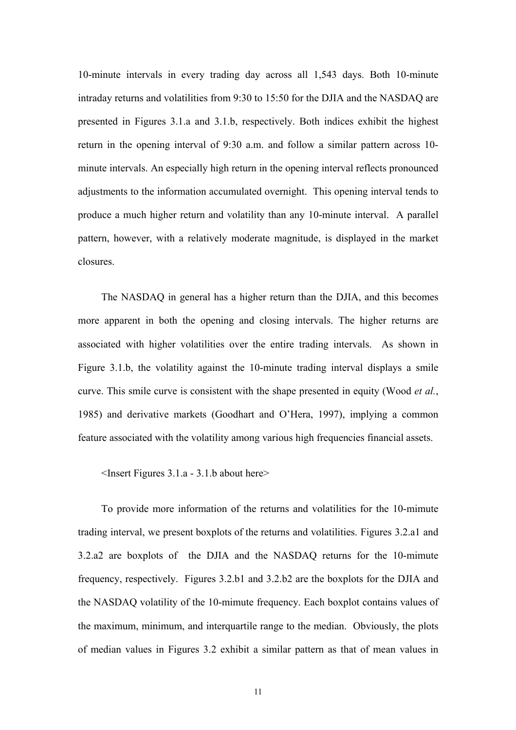10-minute intervals in every trading day across all 1,543 days. Both 10-minute intraday returns and volatilities from 9:30 to 15:50 for the DJIA and the NASDAQ are presented in Figures 3.1.a and 3.1.b, respectively. Both indices exhibit the highest return in the opening interval of 9:30 a.m. and follow a similar pattern across 10-minute intervals. An especially high return in the opening interval reflects pronounced adjustments to the information accumulated overnight. This opening interval tends to produce a much higher return and volatility than any 10-minute interval. A parallel pattern, however, with a relatively moderate magnitude, is displayed in the market closures.

The NASDAQ in general has a higher return than the DJIA, and this becomes more apparent in both the opening and closing intervals. The higher returns are associated with higher volatilities over the entire trading intervals. As shown in Figure 3.1.b, the volatility against the 10-minute trading interval displays a smile curve. This smile curve is consistent with the shape presented in equity (Wood *et al.*, 1985) and derivative markets (Goodhart and O'Hera, 1997), implying a common feature associated with the volatility among various high frequencies financial assets.

<Insert Figures 3.1.a - 3.1.b about here>

To provide more information of the returns and volatilities for the 10-mimute trading interval, we present boxplots of the returns and volatilities. Figures 3.2.a1 and 3.2.a2 are boxplots of the DJIA and the NASDAQ returns for the 10-mimute frequency, respectively. Figures 3.2.b1 and 3.2.b2 are the boxplots for the DJIA and the NASDAQ volatility of the 10-mimute frequency. Each boxplot contains values of the maximum, minimum, and interquartile range to the median. Obviously, the plots of median values in Figures 3.2 exhibit a similar pattern as that of mean values in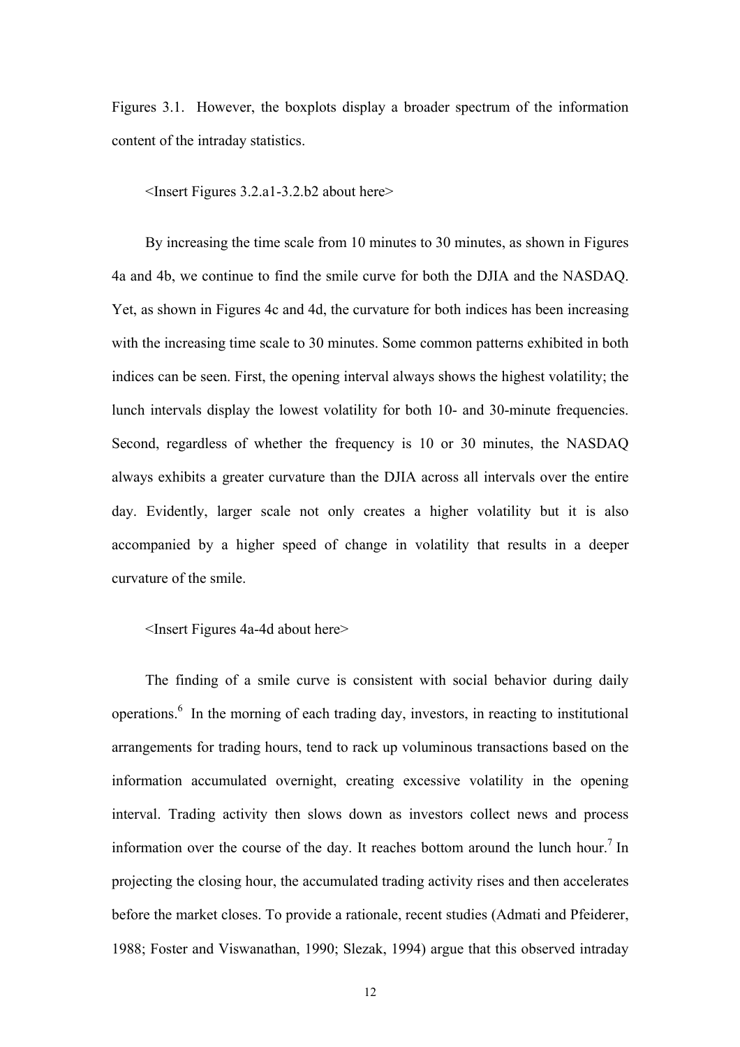Figures 3.1. However, the boxplots display a broader spectrum of the information content of the intraday statistics.

<Insert Figures 3.2.a1-3.2.b2 about here>

By increasing the time scale from 10 minutes to 30 minutes, as shown in Figures 4a and 4b, we continue to find the smile curve for both the DJIA and the NASDAQ. Yet, as shown in Figures 4c and 4d, the curvature for both indices has been increasing with the increasing time scale to 30 minutes. Some common patterns exhibited in both indices can be seen. First, the opening interval always shows the highest volatility; the lunch intervals display the lowest volatility for both 10- and 30-minute frequencies. Second, regardless of whether the frequency is 10 or 30 minutes, the NASDAQ always exhibits a greater curvature than the DJIA across all intervals over the entire day. Evidently, larger scale not only creates a higher volatility but it is also accompanied by a higher speed of change in volatility that results in a deeper curvature of the smile.

<Insert Figures 4a-4d about here>

The finding of a smile curve is consistent with social behavior during daily operations.[6] In the morning of each trading day, investors, in reacting to institutional arrangements for trading hours, tend to rack up voluminous transactions based on the information accumulated overnight, creating excessive volatility in the opening interval. Trading activity then slows down as investors collect news and process information over the course of the day. It reaches bottom around the lunch hour.[7] In projecting the closing hour, the accumulated trading activity rises and then accelerates before the market closes. To provide a rationale, recent studies (Admati and Pfeiderer, 1988; Foster and Viswanathan, 1990; Slezak, 1994) argue that this observed intraday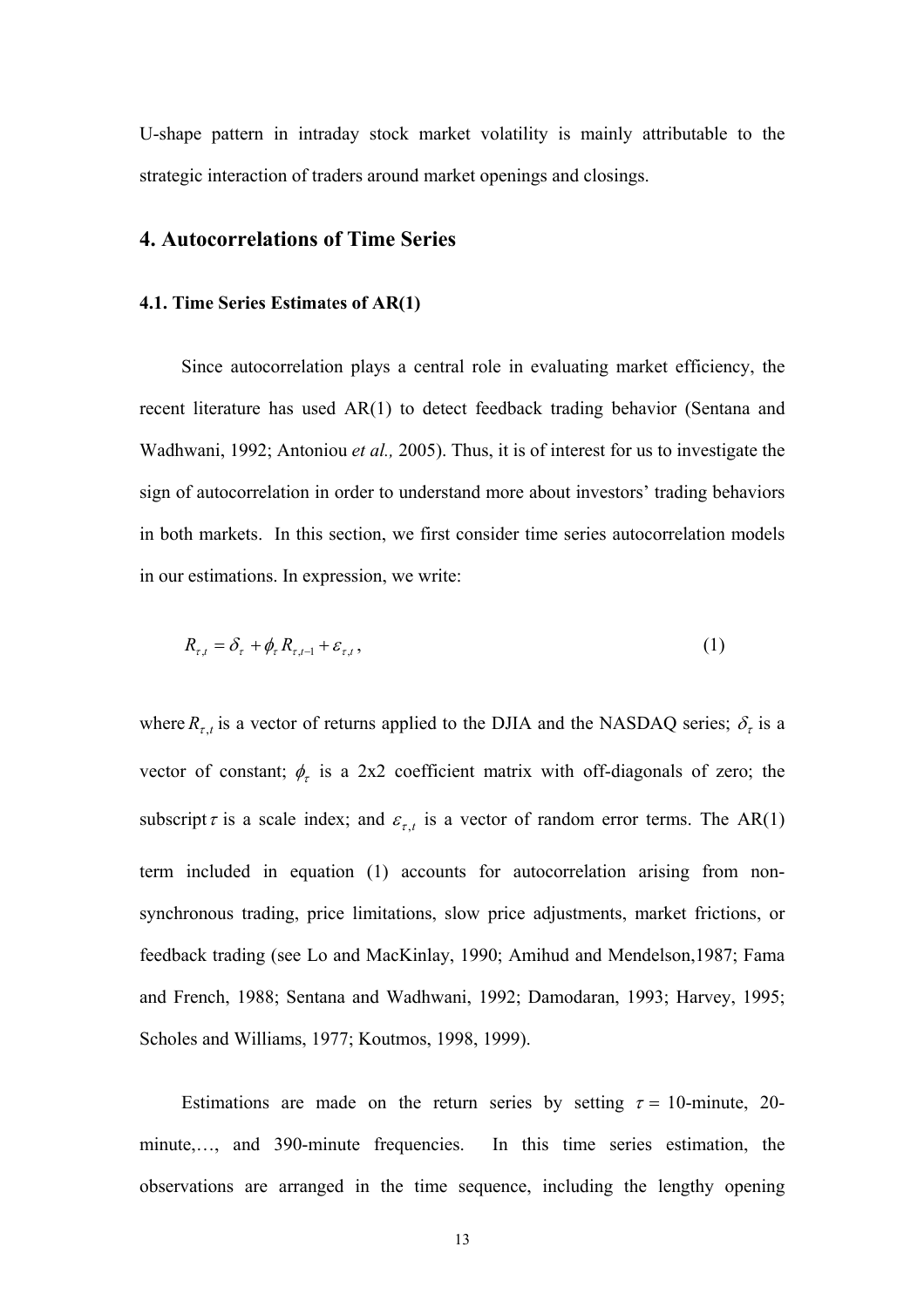U-shape pattern in intraday stock market volatility is mainly attributable to the strategic interaction of traders around market openings and closings.

## 4. Autocorrelations of Time Series

### 4.1. Time Series Estimates of AR(1)

Since autocorrelation plays a central role in evaluating market efficiency, the recent literature has used AR(1) to detect feedback trading behavior (Sentana and Wadhwani, 1992; Antoniou *et al.,* 2005). Thus, it is of interest for us to investigate the sign of autocorrelation in order to understand more about investors' trading behaviors in both markets. In this section, we first consider time series autocorrelation models in our estimations. In expression, we write:

$$R_{\tau,t} = \delta_{\tau} + \phi_{\tau} R_{\tau,t-1} + \varepsilon_{\tau,t}, \tag{1}$$

where $R_{\tau,t}$ is a vector of returns applied to the DJIA and the NASDAQ series; $\delta_{\tau}$ is a vector of constant; $\phi_{\tau}$ is a 2x2 coefficient matrix with off-diagonals of zero; the subscript $\tau$ is a scale index; and $\varepsilon_{\tau,t}$ is a vector of random error terms. The AR(1) term included in equation (1) accounts for autocorrelation arising from non-synchronous trading, price limitations, slow price adjustments, market frictions, or feedback trading (see Lo and MacKinlay, 1990; Amihud and Mendelson,1987; Fama and French, 1988; Sentana and Wadhwani, 1992; Damodaran, 1993; Harvey, 1995; Scholes and Williams, 1977; Koutmos, 1998, 1999).

Estimations are made on the return series by setting $\tau =$ 10-minute, 20-minute,…, and 390-minute frequencies. In this time series estimation, the observations are arranged in the time sequence, including the lengthy opening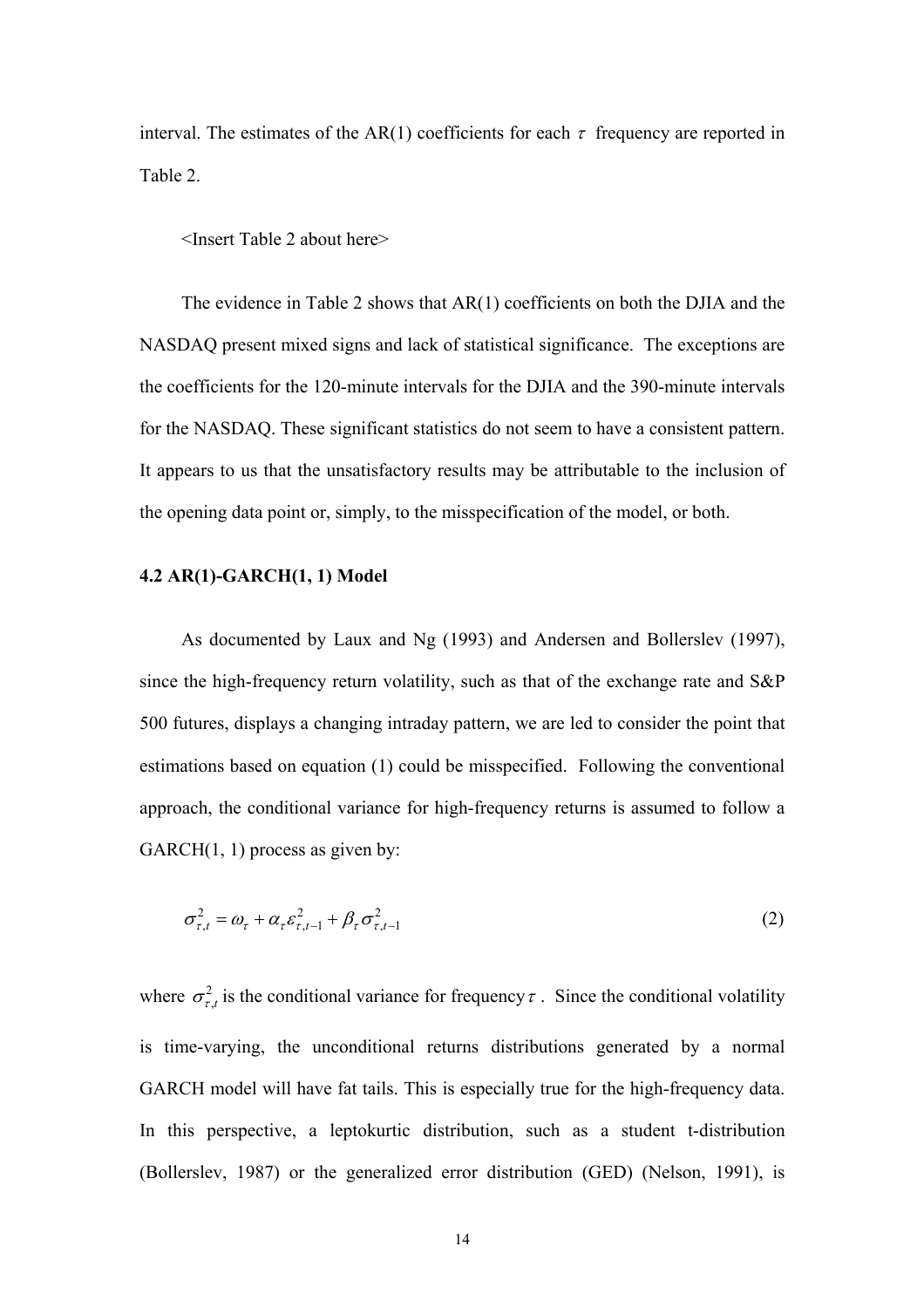interval. The estimates of the AR(1) coefficients for each $\tau$ frequency are reported in Table 2.

<Insert Table 2 about here>

The evidence in Table 2 shows that AR(1) coefficients on both the DJIA and the NASDAQ present mixed signs and lack of statistical significance. The exceptions are the coefficients for the 120-minute intervals for the DJIA and the 390-minute intervals for the NASDAQ. These significant statistics do not seem to have a consistent pattern. It appears to us that the unsatisfactory results may be attributable to the inclusion of the opening data point or, simply, to the misspecification of the model, or both.

### 4.2 AR(1)-GARCH(1, 1) Model

As documented by Laux and Ng (1993) and Andersen and Bollerslev (1997), since the high-frequency return volatility, such as that of the exchange rate and S&P 500 futures, displays a changing intraday pattern, we are led to consider the point that estimations based on equation (1) could be misspecified. Following the conventional approach, the conditional variance for high-frequency returns is assumed to follow a GARCH(1, 1) process as given by:

$$\sigma_{\tau,t}^2 = \omega_\tau + \alpha_\tau \varepsilon_{\tau,t-1}^2 + \beta_\tau \sigma_{\tau,t-1}^2 \tag{2}$$

where $\sigma_{\tau,t}^2$ is the conditional variance for frequency $\tau$. Since the conditional volatility is time-varying, the unconditional returns distributions generated by a normal GARCH model will have fat tails. This is especially true for the high-frequency data. In this perspective, a leptokurtic distribution, such as a student t-distribution (Bollerslev, 1987) or the generalized error distribution (GED) (Nelson, 1991), is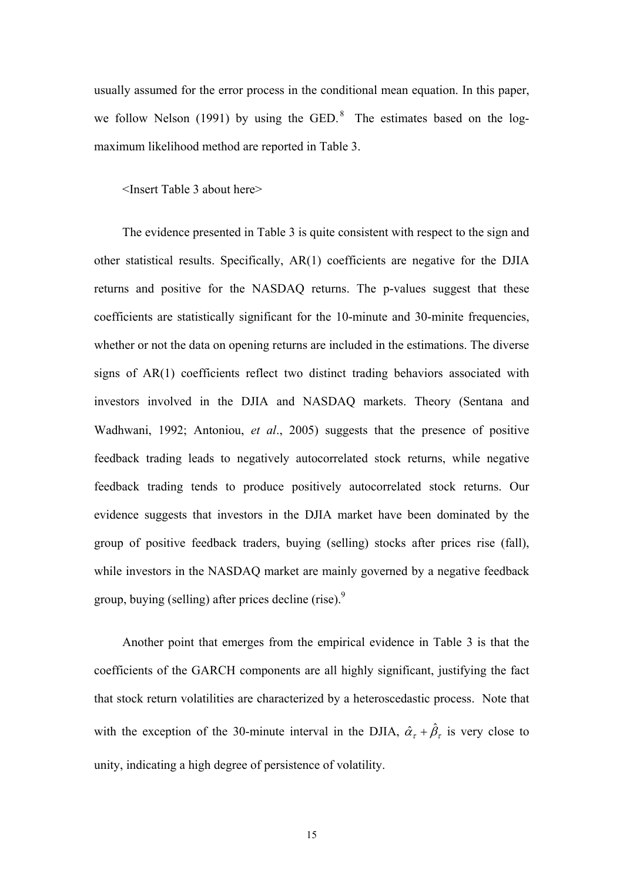usually assumed for the error process in the conditional mean equation. In this paper, we follow Nelson (1991) by using the GED.[8] The estimates based on the log-maximum likelihood method are reported in Table 3.

<Insert Table 3 about here>

The evidence presented in Table 3 is quite consistent with respect to the sign and other statistical results. Specifically, AR(1) coefficients are negative for the DJIA returns and positive for the NASDAQ returns. The p-values suggest that these coefficients are statistically significant for the 10-minute and 30-minite frequencies, whether or not the data on opening returns are included in the estimations. The diverse signs of AR(1) coefficients reflect two distinct trading behaviors associated with investors involved in the DJIA and NASDAQ markets. Theory (Sentana and Wadhwani, 1992; Antoniou, *et al*., 2005) suggests that the presence of positive feedback trading leads to negatively autocorrelated stock returns, while negative feedback trading tends to produce positively autocorrelated stock returns. Our evidence suggests that investors in the DJIA market have been dominated by the group of positive feedback traders, buying (selling) stocks after prices rise (fall), while investors in the NASDAQ market are mainly governed by a negative feedback group, buying (selling) after prices decline (rise).[9]

Another point that emerges from the empirical evidence in Table 3 is that the coefficients of the GARCH components are all highly significant, justifying the fact that stock return volatilities are characterized by a heteroscedastic process. Note that with the exception of the 30-minute interval in the DJIA, $\hat{\alpha}_{\tau} + \hat{\beta}_{\tau}$ is very close to unity, indicating a high degree of persistence of volatility.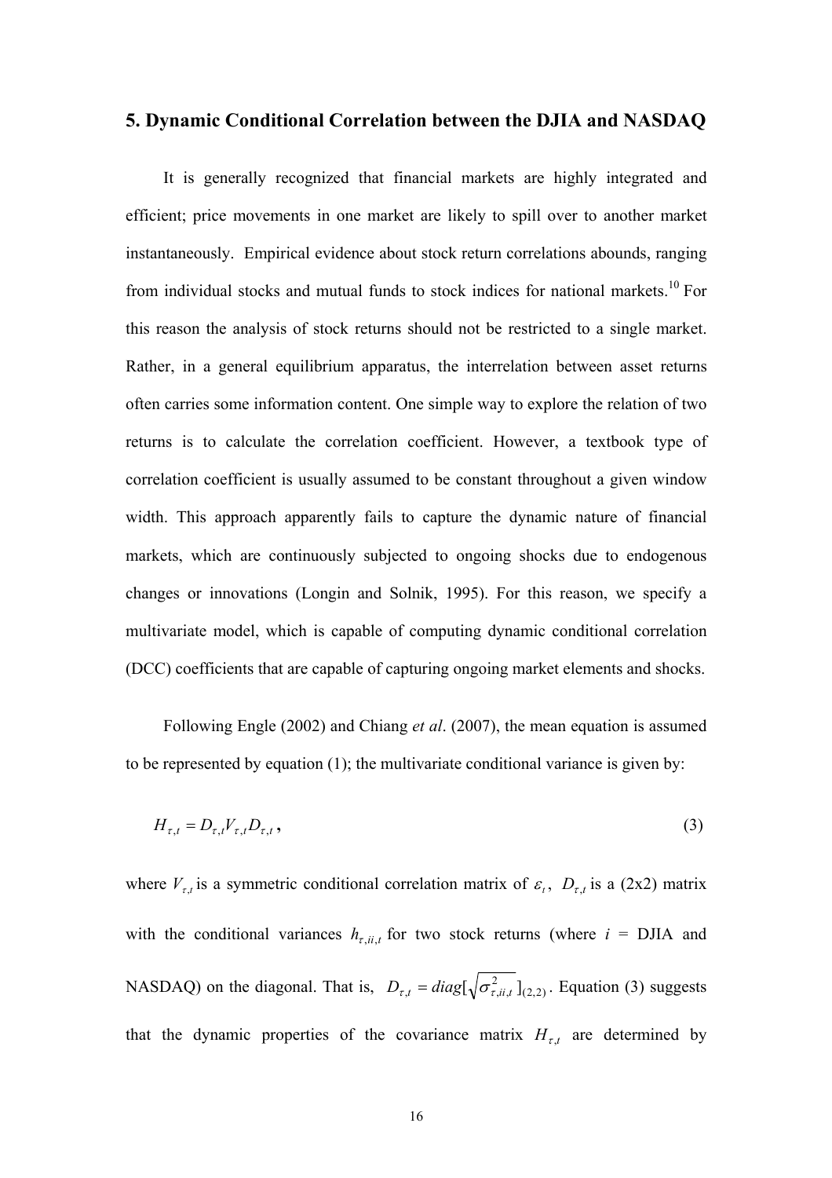## 5. Dynamic Conditional Correlation between the DJIA and NASDAQ

It is generally recognized that financial markets are highly integrated and efficient; price movements in one market are likely to spill over to another market instantaneously. Empirical evidence about stock return correlations abounds, ranging from individual stocks and mutual funds to stock indices for national markets.[10] For this reason the analysis of stock returns should not be restricted to a single market. Rather, in a general equilibrium apparatus, the interrelation between asset returns often carries some information content. One simple way to explore the relation of two returns is to calculate the correlation coefficient. However, a textbook type of correlation coefficient is usually assumed to be constant throughout a given window width. This approach apparently fails to capture the dynamic nature of financial markets, which are continuously subjected to ongoing shocks due to endogenous changes or innovations (Longin and Solnik, 1995). For this reason, we specify a multivariate model, which is capable of computing dynamic conditional correlation (DCC) coefficients that are capable of capturing ongoing market elements and shocks.

Following Engle (2002) and Chiang *et al*. (2007), the mean equation is assumed to be represented by equation (1); the multivariate conditional variance is given by:

$$H_{\tau,t} = D_{\tau,t} V_{\tau,t} D_{\tau,t}\,, \tag{3}$$

where $V_{\tau,t}$ is a symmetric conditional correlation matrix of $\varepsilon_t$, $D_{\tau,t}$ is a (2x2) matrix with the conditional variances $h_{\tau,ii,t}$ for two stock returns (where $i$ = DJIA and NASDAQ) on the diagonal. That is, $D_{\tau,t} = diag[\sqrt{\sigma^2_{\tau,ii,t}}\,]_{(2,2)}$. Equation (3) suggests that the dynamic properties of the covariance matrix $H_{\tau,t}$ are determined by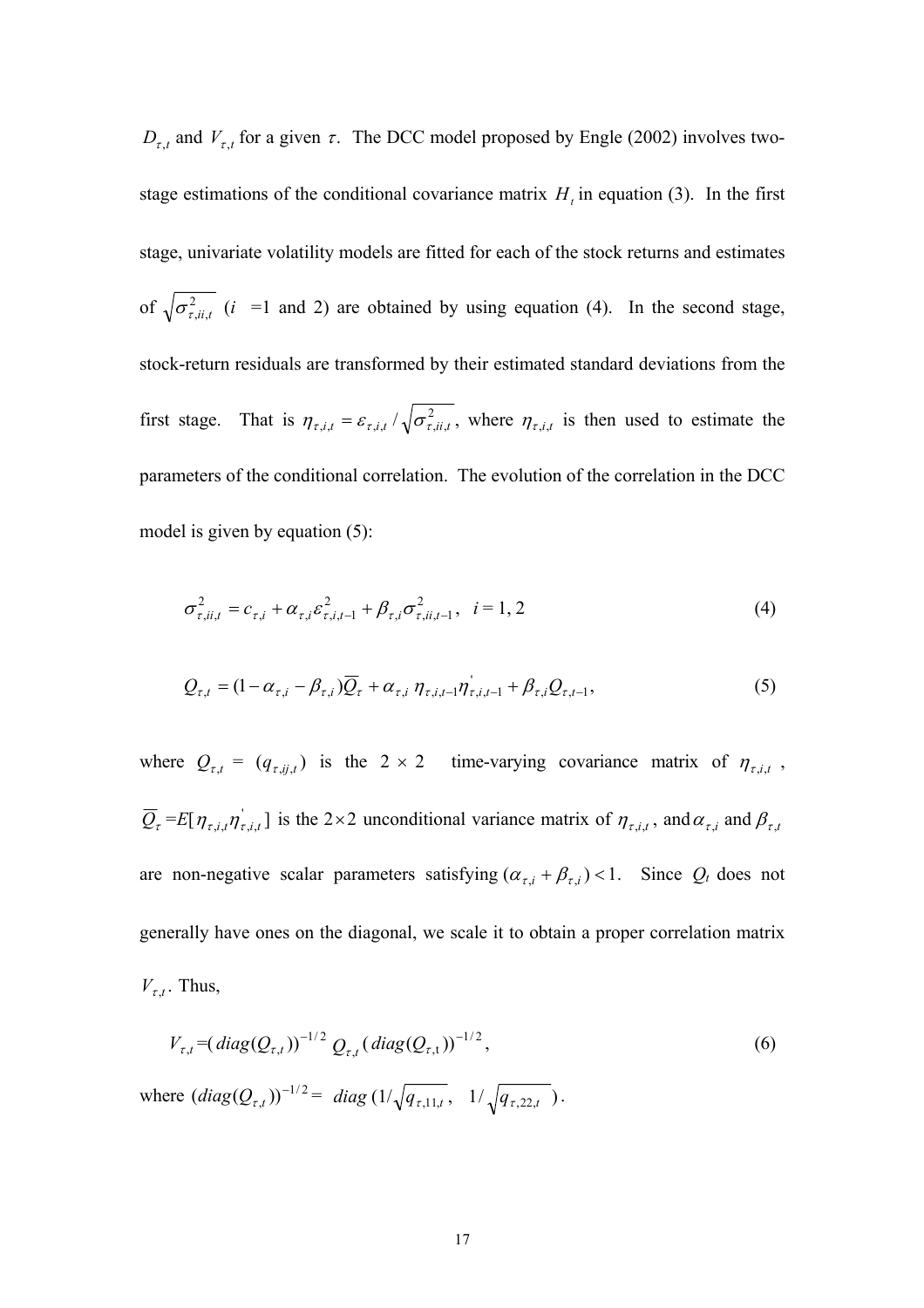$D_{\tau,t}$ and $V_{\tau,t}$ for a given $\tau$. The DCC model proposed by Engle (2002) involves two-stage estimations of the conditional covariance matrix $H_t$ in equation (3). In the first stage, univariate volatility models are fitted for each of the stock returns and estimates of $\sqrt{\sigma^2_{\tau,ii,t}}$ ($i$ =1 and 2) are obtained by using equation (4). In the second stage, stock-return residuals are transformed by their estimated standard deviations from the first stage. That is $\eta_{\tau,i,t} = \varepsilon_{\tau,i,t} / \sqrt{\sigma^2_{\tau,ii,t}}$, where $\eta_{\tau,i,t}$ is then used to estimate the parameters of the conditional correlation. The evolution of the correlation in the DCC model is given by equation (5):

$$\sigma^2_{\tau,ii,t} = c_{\tau,i} + \alpha_{\tau,i}\varepsilon^2_{\tau,i,t-1} + \beta_{\tau,i}\sigma^2_{\tau,ii,t-1}, \quad i = 1, 2 \tag{4}$$

$$Q_{\tau,t} = (1 - \alpha_{\tau,i} - \beta_{\tau,i})\overline{Q}_{\tau} + \alpha_{\tau,i}\, \eta_{\tau,i,t-1}\eta^{'}_{\tau,i,t-1} + \beta_{\tau,i}Q_{\tau,t-1}, \tag{5}$$

where $Q_{\tau,t}$ = $(q_{\tau,ij,t})$ is the $2 \times 2$ time-varying covariance matrix of $\eta_{\tau,i,t}$, $\overline{Q}_{\tau}$ =$E[\eta_{\tau,i,t}\eta^{'}_{\tau,i,t}]$ is the $2 \times 2$ unconditional variance matrix of $\eta_{\tau,i,t}$, and $\alpha_{\tau,i}$ and $\beta_{\tau,t}$ are non-negative scalar parameters satisfying $(\alpha_{\tau,i} + \beta_{\tau,i}) < 1$. Since $Q_t$ does not generally have ones on the diagonal, we scale it to obtain a proper correlation matrix $V_{\tau,t}$. Thus,

$$V_{\tau,t} = (diag(Q_{\tau,t}))^{-1/2}\, Q_{\tau,t}\, (diag(Q_{\tau,t}))^{-1/2}, \tag{6}$$

where $(diag(Q_{\tau,t}))^{-1/2} = diag\,(1/\sqrt{q_{\tau,11,t}},\;\; 1/\sqrt{q_{\tau,22,t}})$.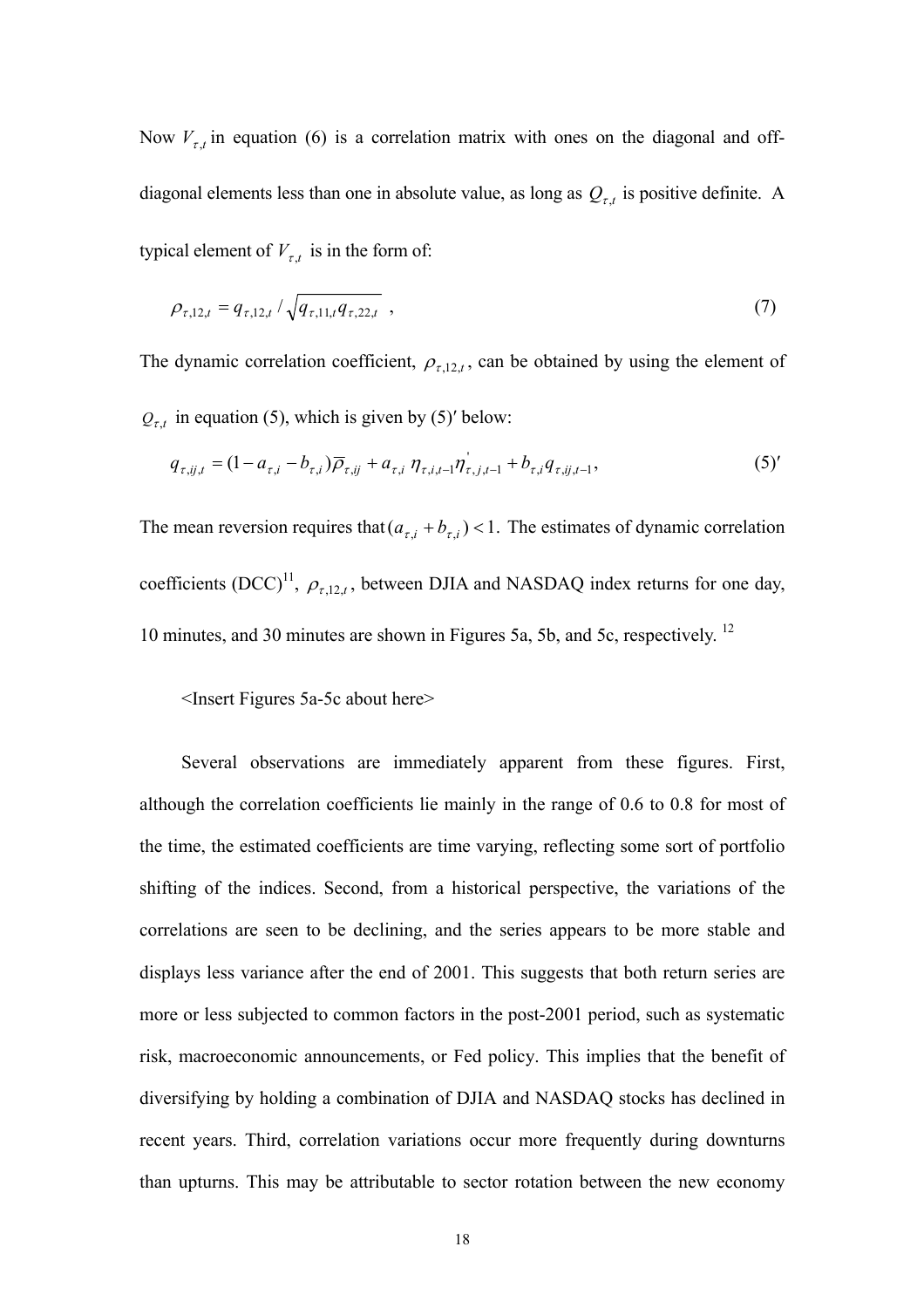Now $V_{\tau,t}$ in equation (6) is a correlation matrix with ones on the diagonal and off-diagonal elements less than one in absolute value, as long as $Q_{\tau,t}$ is positive definite. A typical element of $V_{\tau,t}$ is in the form of:

$$\rho_{\tau,12,t} = q_{\tau,12,t} / \sqrt{q_{\tau,11,t} q_{\tau,22,t}} \ , \tag{7}$$

The dynamic correlation coefficient, $\rho_{\tau,12,t}$, can be obtained by using the element of $Q_{\tau,t}$ in equation (5), which is given by (5)′ below:

$$q_{\tau,ij,t} = (1 - a_{\tau,i} - b_{\tau,i})\overline{\rho}_{\tau,ij} + a_{\tau,i}\ \eta_{\tau,i,t-1}\eta^{'}_{\tau,j,t-1} + b_{\tau,i} q_{\tau,ij,t-1}, \tag{5$'$}$$

The mean reversion requires that $(a_{\tau,i} + b_{\tau,i}) < 1$. The estimates of dynamic correlation coefficients (DCC)[11], $\rho_{\tau,12,t}$, between DJIA and NASDAQ index returns for one day, 10 minutes, and 30 minutes are shown in Figures 5a, 5b, and 5c, respectively. [12]

<Insert Figures 5a-5c about here>

Several observations are immediately apparent from these figures. First, although the correlation coefficients lie mainly in the range of 0.6 to 0.8 for most of the time, the estimated coefficients are time varying, reflecting some sort of portfolio shifting of the indices. Second, from a historical perspective, the variations of the correlations are seen to be declining, and the series appears to be more stable and displays less variance after the end of 2001. This suggests that both return series are more or less subjected to common factors in the post-2001 period, such as systematic risk, macroeconomic announcements, or Fed policy. This implies that the benefit of diversifying by holding a combination of DJIA and NASDAQ stocks has declined in recent years. Third, correlation variations occur more frequently during downturns than upturns. This may be attributable to sector rotation between the new economy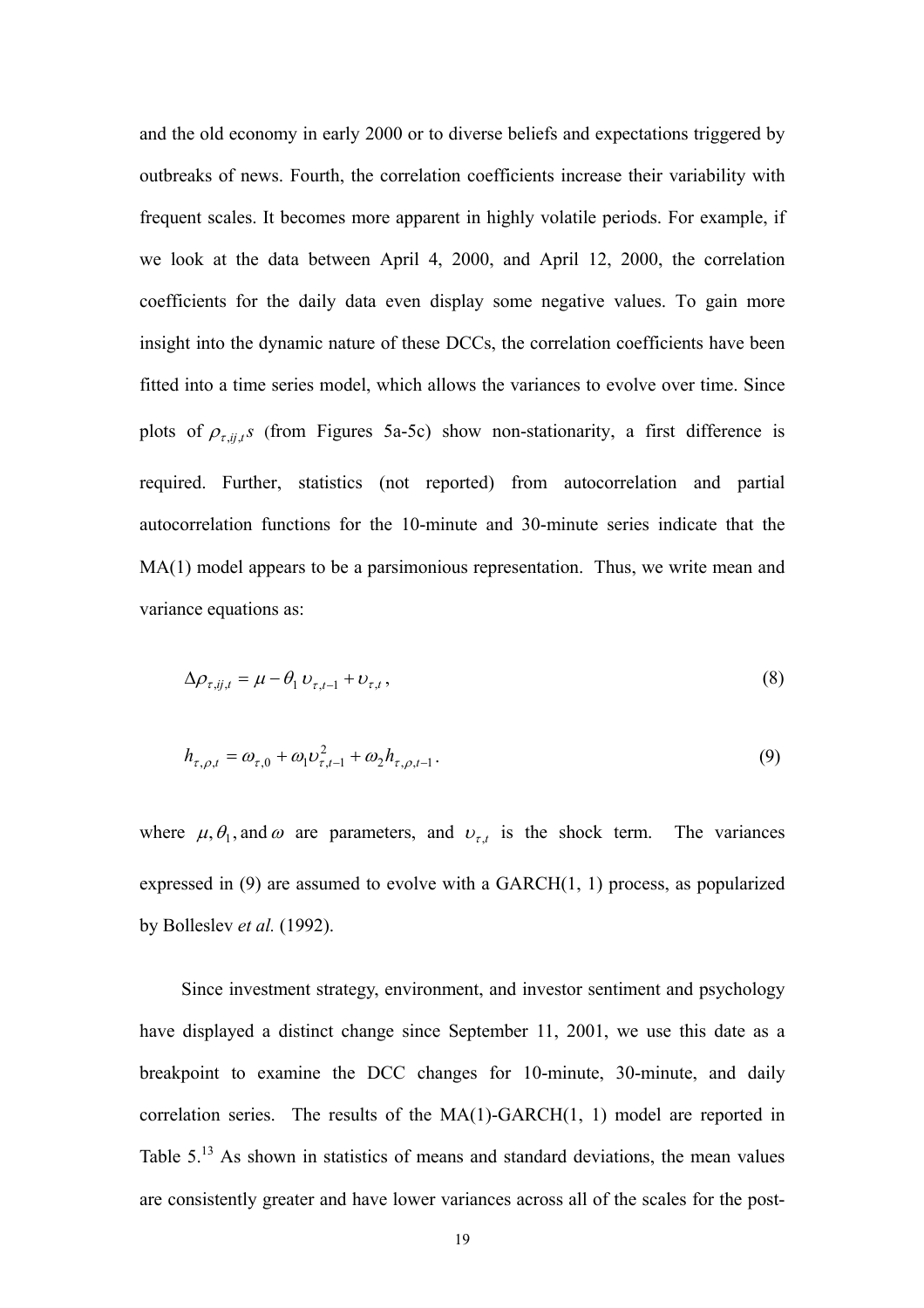and the old economy in early 2000 or to diverse beliefs and expectations triggered by outbreaks of news. Fourth, the correlation coefficients increase their variability with frequent scales. It becomes more apparent in highly volatile periods. For example, if we look at the data between April 4, 2000, and April 12, 2000, the correlation coefficients for the daily data even display some negative values. To gain more insight into the dynamic nature of these DCCs, the correlation coefficients have been fitted into a time series model, which allows the variances to evolve over time. Since plots of $\rho_{\tau,ij,t}s$ (from Figures 5a-5c) show non-stationarity, a first difference is required. Further, statistics (not reported) from autocorrelation and partial autocorrelation functions for the 10-minute and 30-minute series indicate that the MA(1) model appears to be a parsimonious representation. Thus, we write mean and variance equations as:

$$\Delta\rho_{\tau,ij,t} = \mu - \theta_1 \upsilon_{\tau,t-1} + \upsilon_{\tau,t}, \tag{8}$$

$$h_{\tau,\rho,t} = \omega_{\tau,0} + \omega_1 \upsilon_{\tau,t-1}^2 + \omega_2 h_{\tau,\rho,t-1}. \tag{9}$$

where $\mu, \theta_1$, and $\omega$ are parameters, and $\upsilon_{\tau,t}$ is the shock term. The variances expressed in (9) are assumed to evolve with a GARCH(1, 1) process, as popularized by Bolleslev *et al.* (1992).

Since investment strategy, environment, and investor sentiment and psychology have displayed a distinct change since September 11, 2001, we use this date as a breakpoint to examine the DCC changes for 10-minute, 30-minute, and daily correlation series. The results of the MA(1)-GARCH(1, 1) model are reported in Table 5.[13] As shown in statistics of means and standard deviations, the mean values are consistently greater and have lower variances across all of the scales for the post-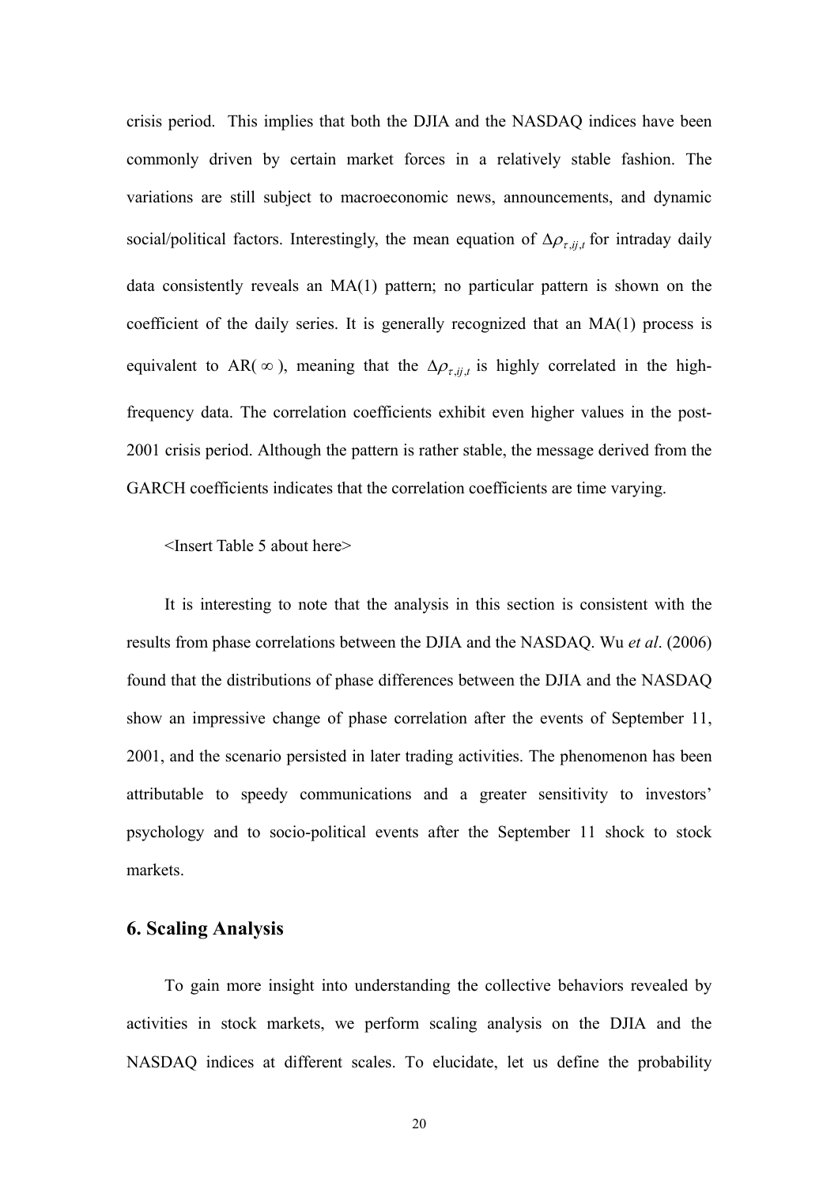crisis period. This implies that both the DJIA and the NASDAQ indices have been commonly driven by certain market forces in a relatively stable fashion. The variations are still subject to macroeconomic news, announcements, and dynamic social/political factors. Interestingly, the mean equation of $\Delta\rho_{\tau,ij,t}$ for intraday daily data consistently reveals an MA(1) pattern; no particular pattern is shown on the coefficient of the daily series. It is generally recognized that an MA(1) process is equivalent to AR( $\infty$ ), meaning that the $\Delta\rho_{\tau,ij,t}$ is highly correlated in the high-frequency data. The correlation coefficients exhibit even higher values in the post-2001 crisis period. Although the pattern is rather stable, the message derived from the GARCH coefficients indicates that the correlation coefficients are time varying.

<Insert Table 5 about here>

It is interesting to note that the analysis in this section is consistent with the results from phase correlations between the DJIA and the NASDAQ. Wu *et al*. (2006) found that the distributions of phase differences between the DJIA and the NASDAQ show an impressive change of phase correlation after the events of September 11, 2001, and the scenario persisted in later trading activities. The phenomenon has been attributable to speedy communications and a greater sensitivity to investors' psychology and to socio-political events after the September 11 shock to stock markets.

## 6. Scaling Analysis

To gain more insight into understanding the collective behaviors revealed by activities in stock markets, we perform scaling analysis on the DJIA and the NASDAQ indices at different scales. To elucidate, let us define the probability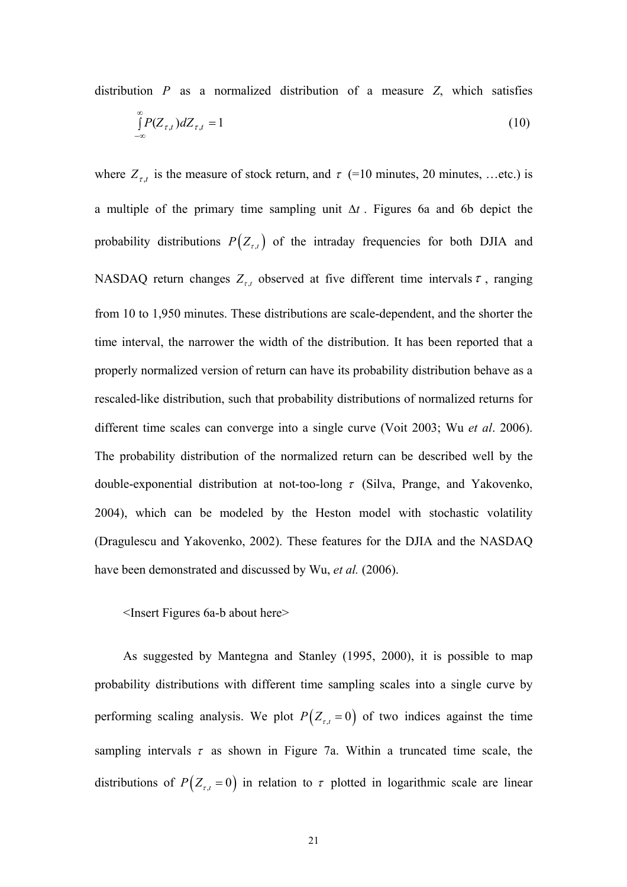distribution $P$ as a normalized distribution of a measure $Z$, which satisfies

$$\int_{-\infty}^{\infty} P(Z_{\tau,t})dZ_{\tau,t} = 1 \tag{10}$$

where $Z_{\tau,t}$ is the measure of stock return, and $\tau$ (=10 minutes, 20 minutes, …etc.) is a multiple of the primary time sampling unit $\Delta t$. Figures 6a and 6b depict the probability distributions $P\left(Z_{\tau,t}\right)$ of the intraday frequencies for both DJIA and NASDAQ return changes $Z_{\tau,t}$ observed at five different time intervals $\tau$, ranging from 10 to 1,950 minutes. These distributions are scale-dependent, and the shorter the time interval, the narrower the width of the distribution. It has been reported that a properly normalized version of return can have its probability distribution behave as a rescaled-like distribution, such that probability distributions of normalized returns for different time scales can converge into a single curve (Voit 2003; Wu *et al*. 2006). The probability distribution of the normalized return can be described well by the double-exponential distribution at not-too-long $\tau$ (Silva, Prange, and Yakovenko, 2004), which can be modeled by the Heston model with stochastic volatility (Dragulescu and Yakovenko, 2002). These features for the DJIA and the NASDAQ have been demonstrated and discussed by Wu, *et al.* (2006).

<Insert Figures 6a-b about here>

As suggested by Mantegna and Stanley (1995, 2000), it is possible to map probability distributions with different time sampling scales into a single curve by performing scaling analysis. We plot $P\left(Z_{\tau,t}=0\right)$ of two indices against the time sampling intervals $\tau$ as shown in Figure 7a. Within a truncated time scale, the distributions of $P\left(Z_{\tau,t}=0\right)$ in relation to $\tau$ plotted in logarithmic scale are linear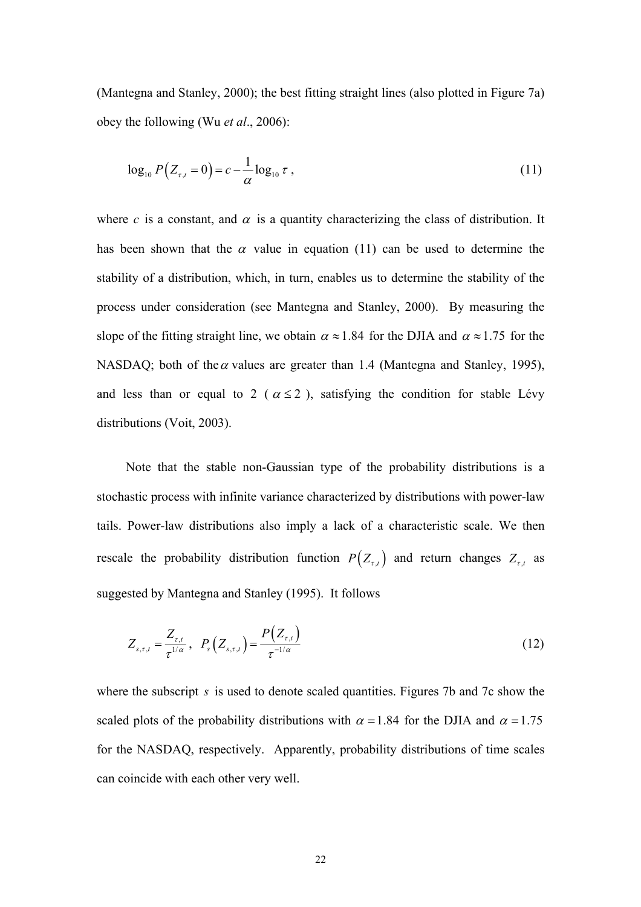(Mantegna and Stanley, 2000); the best fitting straight lines (also plotted in Figure 7a) obey the following (Wu *et al*., 2006):

$$\log_{10} P\left(Z_{\tau,t} = 0\right) = c - \frac{1}{\alpha}\log_{10}\tau \,, \tag{11}$$

where $c$ is a constant, and $\alpha$ is a quantity characterizing the class of distribution. It has been shown that the $\alpha$ value in equation (11) can be used to determine the stability of a distribution, which, in turn, enables us to determine the stability of the process under consideration (see Mantegna and Stanley, 2000). By measuring the slope of the fitting straight line, we obtain $\alpha \approx 1.84$ for the DJIA and $\alpha \approx 1.75$ for the NASDAQ; both of the $\alpha$ values are greater than 1.4 (Mantegna and Stanley, 1995), and less than or equal to 2 ( $\alpha \leq 2$ ), satisfying the condition for stable Lévy distributions (Voit, 2003).

Note that the stable non-Gaussian type of the probability distributions is a stochastic process with infinite variance characterized by distributions with power-law tails. Power-law distributions also imply a lack of a characteristic scale. We then rescale the probability distribution function $P\left(Z_{\tau,t}\right)$ and return changes $Z_{\tau,t}$ as suggested by Mantegna and Stanley (1995). It follows

$$Z_{s,\tau,t} = \frac{Z_{\tau,t}}{\tau^{1/\alpha}}, \;\; P_s\left(Z_{s,\tau,t}\right) = \frac{P\left(Z_{\tau,t}\right)}{\tau^{-1/\alpha}} \tag{12}$$

where the subscript $s$ is used to denote scaled quantities. Figures 7b and 7c show the scaled plots of the probability distributions with $\alpha = 1.84$ for the DJIA and $\alpha = 1.75$ for the NASDAQ, respectively. Apparently, probability distributions of time scales can coincide with each other very well.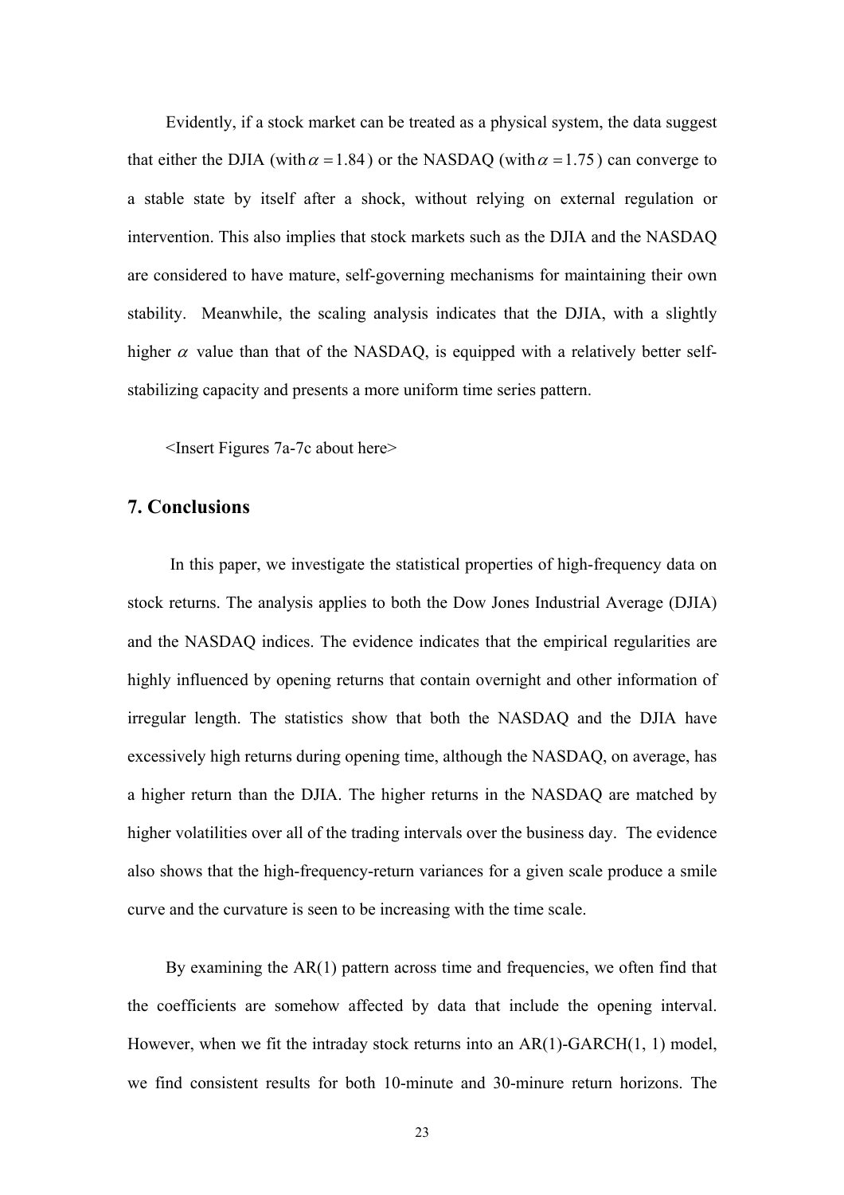Evidently, if a stock market can be treated as a physical system, the data suggest that either the DJIA (with $\alpha = 1.84$) or the NASDAQ (with $\alpha = 1.75$) can converge to a stable state by itself after a shock, without relying on external regulation or intervention. This also implies that stock markets such as the DJIA and the NASDAQ are considered to have mature, self-governing mechanisms for maintaining their own stability. Meanwhile, the scaling analysis indicates that the DJIA, with a slightly higher $\alpha$ value than that of the NASDAQ, is equipped with a relatively better self-stabilizing capacity and presents a more uniform time series pattern.

<Insert Figures 7a-7c about here>

## 7. Conclusions

In this paper, we investigate the statistical properties of high-frequency data on stock returns. The analysis applies to both the Dow Jones Industrial Average (DJIA) and the NASDAQ indices. The evidence indicates that the empirical regularities are highly influenced by opening returns that contain overnight and other information of irregular length. The statistics show that both the NASDAQ and the DJIA have excessively high returns during opening time, although the NASDAQ, on average, has a higher return than the DJIA. The higher returns in the NASDAQ are matched by higher volatilities over all of the trading intervals over the business day. The evidence also shows that the high-frequency-return variances for a given scale produce a smile curve and the curvature is seen to be increasing with the time scale.

By examining the AR(1) pattern across time and frequencies, we often find that the coefficients are somehow affected by data that include the opening interval. However, when we fit the intraday stock returns into an AR(1)-GARCH(1, 1) model, we find consistent results for both 10-minute and 30-minure return horizons. The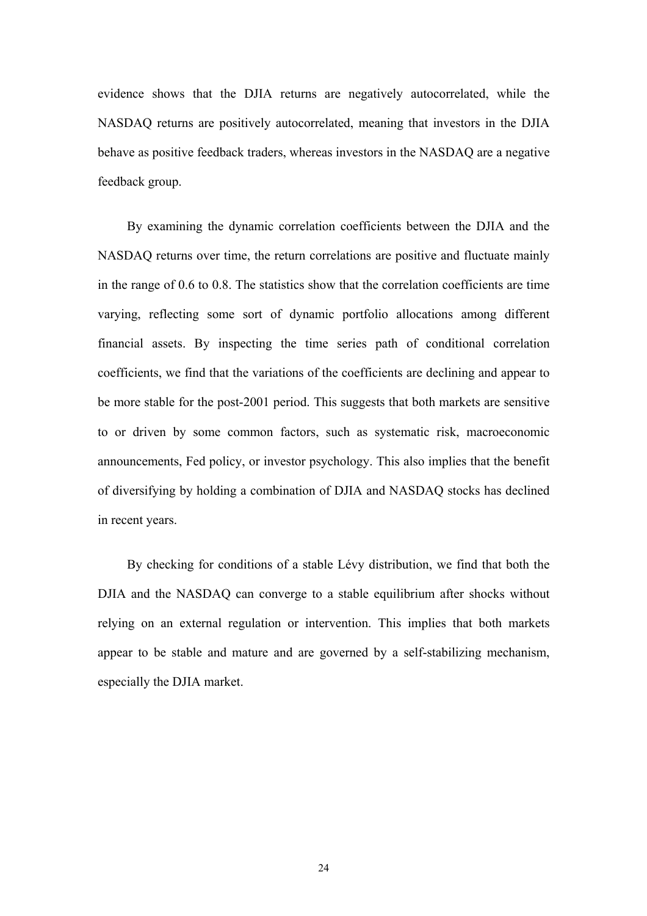evidence shows that the DJIA returns are negatively autocorrelated, while the NASDAQ returns are positively autocorrelated, meaning that investors in the DJIA behave as positive feedback traders, whereas investors in the NASDAQ are a negative feedback group.

By examining the dynamic correlation coefficients between the DJIA and the NASDAQ returns over time, the return correlations are positive and fluctuate mainly in the range of 0.6 to 0.8. The statistics show that the correlation coefficients are time varying, reflecting some sort of dynamic portfolio allocations among different financial assets. By inspecting the time series path of conditional correlation coefficients, we find that the variations of the coefficients are declining and appear to be more stable for the post-2001 period. This suggests that both markets are sensitive to or driven by some common factors, such as systematic risk, macroeconomic announcements, Fed policy, or investor psychology. This also implies that the benefit of diversifying by holding a combination of DJIA and NASDAQ stocks has declined in recent years.

By checking for conditions of a stable Lévy distribution, we find that both the DJIA and the NASDAQ can converge to a stable equilibrium after shocks without relying on an external regulation or intervention. This implies that both markets appear to be stable and mature and are governed by a self-stabilizing mechanism, especially the DJIA market.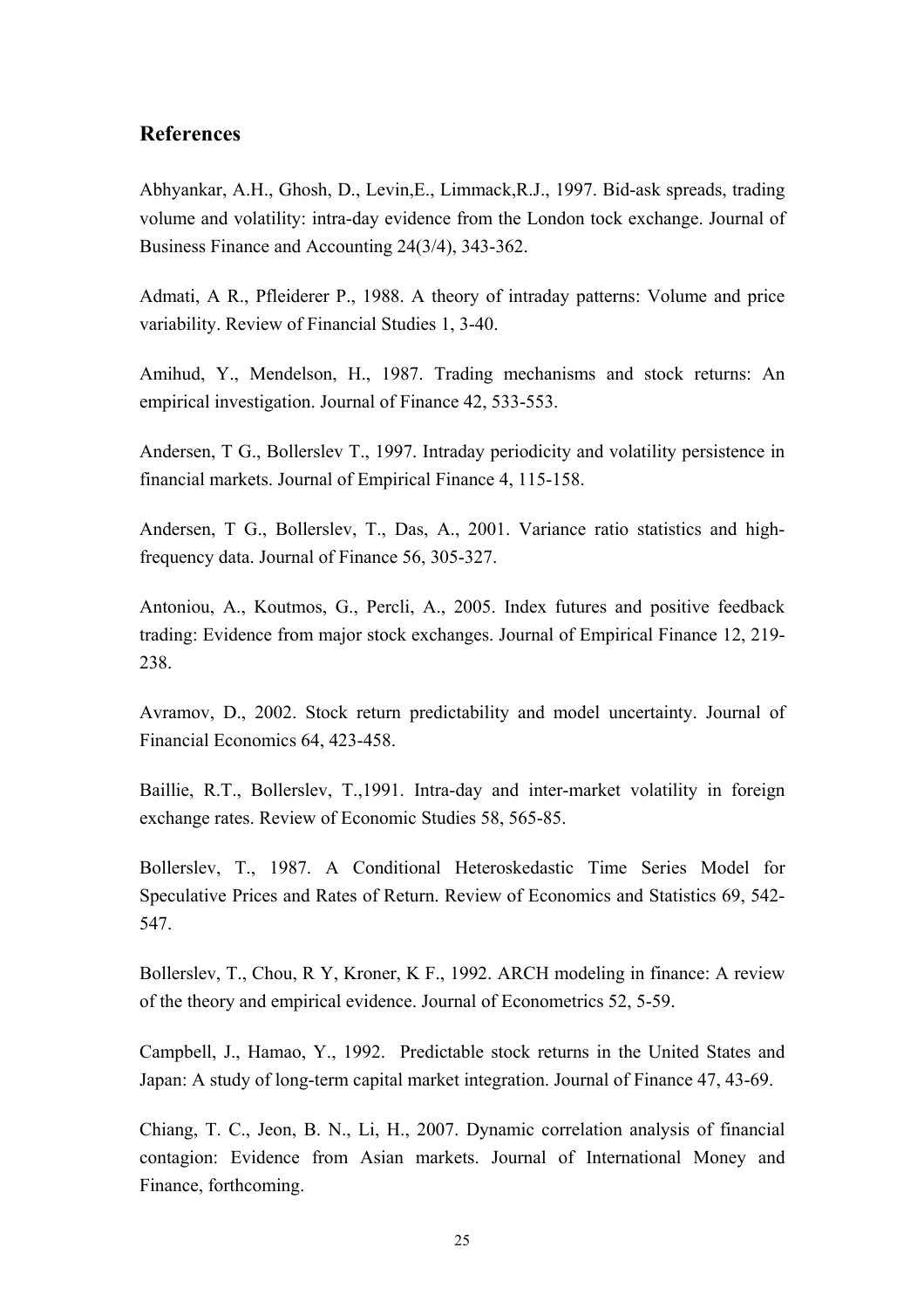## References

Abhyankar, A.H., Ghosh, D., Levin,E., Limmack,R.J., 1997. Bid-ask spreads, trading volume and volatility: intra-day evidence from the London tock exchange. Journal of Business Finance and Accounting 24(3/4), 343-362.

Admati, A R., Pfleiderer P., 1988. A theory of intraday patterns: Volume and price variability. Review of Financial Studies 1, 3-40.

Amihud, Y., Mendelson, H., 1987. Trading mechanisms and stock returns: An empirical investigation. Journal of Finance 42, 533-553.

Andersen, T G., Bollerslev T., 1997. Intraday periodicity and volatility persistence in financial markets. Journal of Empirical Finance 4, 115-158.

Andersen, T G., Bollerslev, T., Das, A., 2001. Variance ratio statistics and high-frequency data. Journal of Finance 56, 305-327.

Antoniou, A., Koutmos, G., Percli, A., 2005. Index futures and positive feedback trading: Evidence from major stock exchanges. Journal of Empirical Finance 12, 219-238.

Avramov, D., 2002. Stock return predictability and model uncertainty. Journal of Financial Economics 64, 423-458.

Baillie, R.T., Bollerslev, T.,1991. Intra-day and inter-market volatility in foreign exchange rates. Review of Economic Studies 58, 565-85.

Bollerslev, T., 1987. A Conditional Heteroskedastic Time Series Model for Speculative Prices and Rates of Return. Review of Economics and Statistics 69, 542-547.

Bollerslev, T., Chou, R Y, Kroner, K F., 1992. ARCH modeling in finance: A review of the theory and empirical evidence. Journal of Econometrics 52, 5-59.

Campbell, J., Hamao, Y., 1992. Predictable stock returns in the United States and Japan: A study of long-term capital market integration. Journal of Finance 47, 43-69.

Chiang, T. C., Jeon, B. N., Li, H., 2007. Dynamic correlation analysis of financial contagion: Evidence from Asian markets. Journal of International Money and Finance, forthcoming.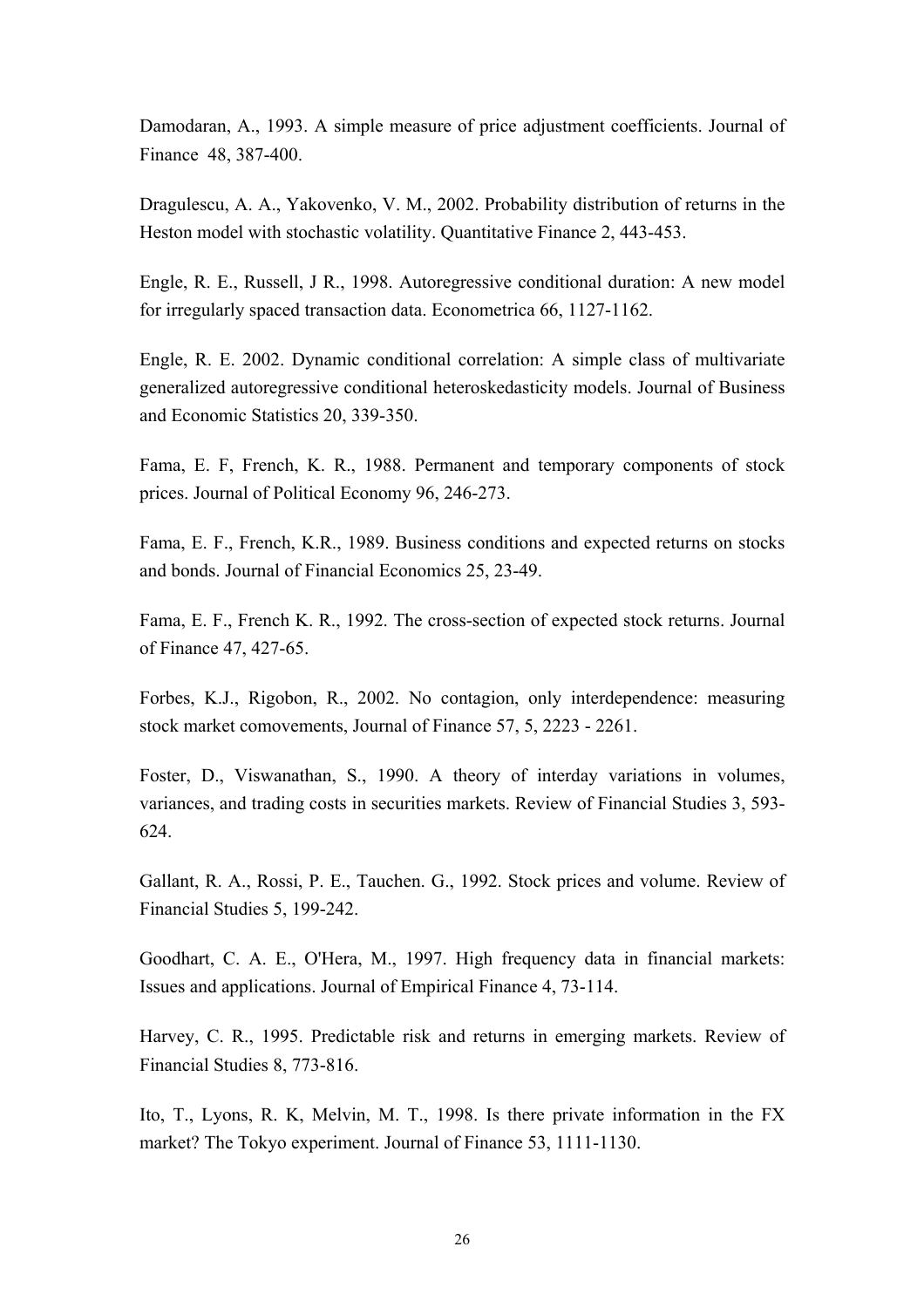Damodaran, A., 1993. A simple measure of price adjustment coefficients. Journal of Finance 48, 387-400.

Dragulescu, A. A., Yakovenko, V. M., 2002. Probability distribution of returns in the Heston model with stochastic volatility. Quantitative Finance 2, 443-453.

Engle, R. E., Russell, J R., 1998. Autoregressive conditional duration: A new model for irregularly spaced transaction data. Econometrica 66, 1127-1162.

Engle, R. E. 2002. Dynamic conditional correlation: A simple class of multivariate generalized autoregressive conditional heteroskedasticity models. Journal of Business and Economic Statistics 20, 339-350.

Fama, E. F, French, K. R., 1988. Permanent and temporary components of stock prices. Journal of Political Economy 96, 246-273.

Fama, E. F., French, K.R., 1989. Business conditions and expected returns on stocks and bonds. Journal of Financial Economics 25, 23-49.

Fama, E. F., French K. R., 1992. The cross-section of expected stock returns. Journal of Finance 47, 427-65.

Forbes, K.J., Rigobon, R., 2002. No contagion, only interdependence: measuring stock market comovements, Journal of Finance 57, 5, 2223 - 2261.

Foster, D., Viswanathan, S., 1990. A theory of interday variations in volumes, variances, and trading costs in securities markets. Review of Financial Studies 3, 593-624.

Gallant, R. A., Rossi, P. E., Tauchen. G., 1992. Stock prices and volume. Review of Financial Studies 5, 199-242.

Goodhart, C. A. E., O'Hera, M., 1997. High frequency data in financial markets: Issues and applications. Journal of Empirical Finance 4, 73-114.

Harvey, C. R., 1995. Predictable risk and returns in emerging markets. Review of Financial Studies 8, 773-816.

Ito, T., Lyons, R. K, Melvin, M. T., 1998. Is there private information in the FX market? The Tokyo experiment. Journal of Finance 53, 1111-1130.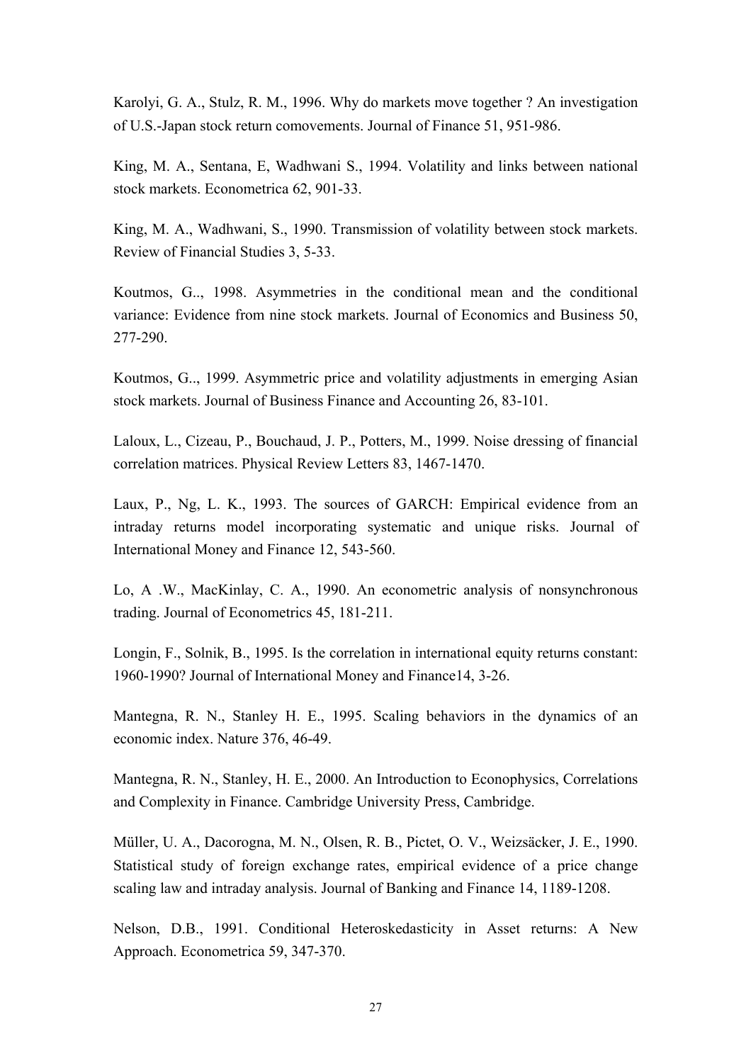Karolyi, G. A., Stulz, R. M., 1996. Why do markets move together ? An investigation of U.S.-Japan stock return comovements. Journal of Finance 51, 951-986.

King, M. A., Sentana, E, Wadhwani S., 1994. Volatility and links between national stock markets. Econometrica 62, 901-33.

King, M. A., Wadhwani, S., 1990. Transmission of volatility between stock markets. Review of Financial Studies 3, 5-33.

Koutmos, G.., 1998. Asymmetries in the conditional mean and the conditional variance: Evidence from nine stock markets. Journal of Economics and Business 50, 277-290.

Koutmos, G.., 1999. Asymmetric price and volatility adjustments in emerging Asian stock markets. Journal of Business Finance and Accounting 26, 83-101.

Laloux, L., Cizeau, P., Bouchaud, J. P., Potters, M., 1999. Noise dressing of financial correlation matrices. Physical Review Letters 83, 1467-1470.

Laux, P., Ng, L. K., 1993. The sources of GARCH: Empirical evidence from an intraday returns model incorporating systematic and unique risks. Journal of International Money and Finance 12, 543-560.

Lo, A .W., MacKinlay, C. A., 1990. An econometric analysis of nonsynchronous trading. Journal of Econometrics 45, 181-211.

Longin, F., Solnik, B., 1995. Is the correlation in international equity returns constant: 1960-1990? Journal of International Money and Finance14, 3-26.

Mantegna, R. N., Stanley H. E., 1995. Scaling behaviors in the dynamics of an economic index. Nature 376, 46-49.

Mantegna, R. N., Stanley, H. E., 2000. An Introduction to Econophysics, Correlations and Complexity in Finance. Cambridge University Press, Cambridge.

Müller, U. A., Dacorogna, M. N., Olsen, R. B., Pictet, O. V., Weizsäcker, J. E., 1990. Statistical study of foreign exchange rates, empirical evidence of a price change scaling law and intraday analysis. Journal of Banking and Finance 14, 1189-1208.

Nelson, D.B., 1991. Conditional Heteroskedasticity in Asset returns: A New Approach. Econometrica 59, 347-370.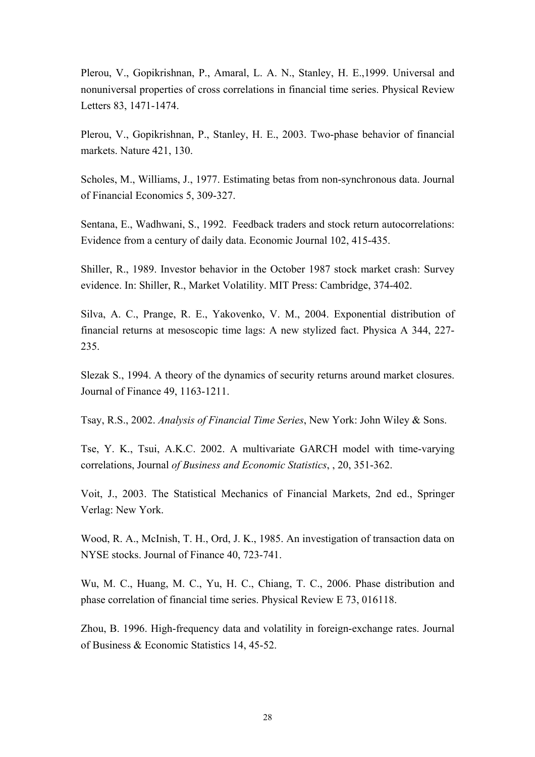Plerou, V., Gopikrishnan, P., Amaral, L. A. N., Stanley, H. E.,1999. Universal and nonuniversal properties of cross correlations in financial time series. Physical Review Letters 83, 1471-1474.

Plerou, V., Gopikrishnan, P., Stanley, H. E., 2003. Two-phase behavior of financial markets. Nature 421, 130.

Scholes, M., Williams, J., 1977. Estimating betas from non-synchronous data. Journal of Financial Economics 5, 309-327.

Sentana, E., Wadhwani, S., 1992. Feedback traders and stock return autocorrelations: Evidence from a century of daily data. Economic Journal 102, 415-435.

Shiller, R., 1989. Investor behavior in the October 1987 stock market crash: Survey evidence. In: Shiller, R., Market Volatility. MIT Press: Cambridge, 374-402.

Silva, A. C., Prange, R. E., Yakovenko, V. M., 2004. Exponential distribution of financial returns at mesoscopic time lags: A new stylized fact. Physica A 344, 227-235.

Slezak S., 1994. A theory of the dynamics of security returns around market closures. Journal of Finance 49, 1163-1211.

Tsay, R.S., 2002. *Analysis of Financial Time Series*, New York: John Wiley & Sons.

Tse, Y. K., Tsui, A.K.C. 2002. A multivariate GARCH model with time-varying correlations, Journal *of Business and Economic Statistics*, , 20, 351-362.

Voit, J., 2003. The Statistical Mechanics of Financial Markets, 2nd ed., Springer Verlag: New York.

Wood, R. A., McInish, T. H., Ord, J. K., 1985. An investigation of transaction data on NYSE stocks. Journal of Finance 40, 723-741.

Wu, M. C., Huang, M. C., Yu, H. C., Chiang, T. C., 2006. Phase distribution and phase correlation of financial time series. Physical Review E 73, 016118.

Zhou, B. 1996. High-frequency data and volatility in foreign-exchange rates. Journal of Business & Economic Statistics 14, 45-52.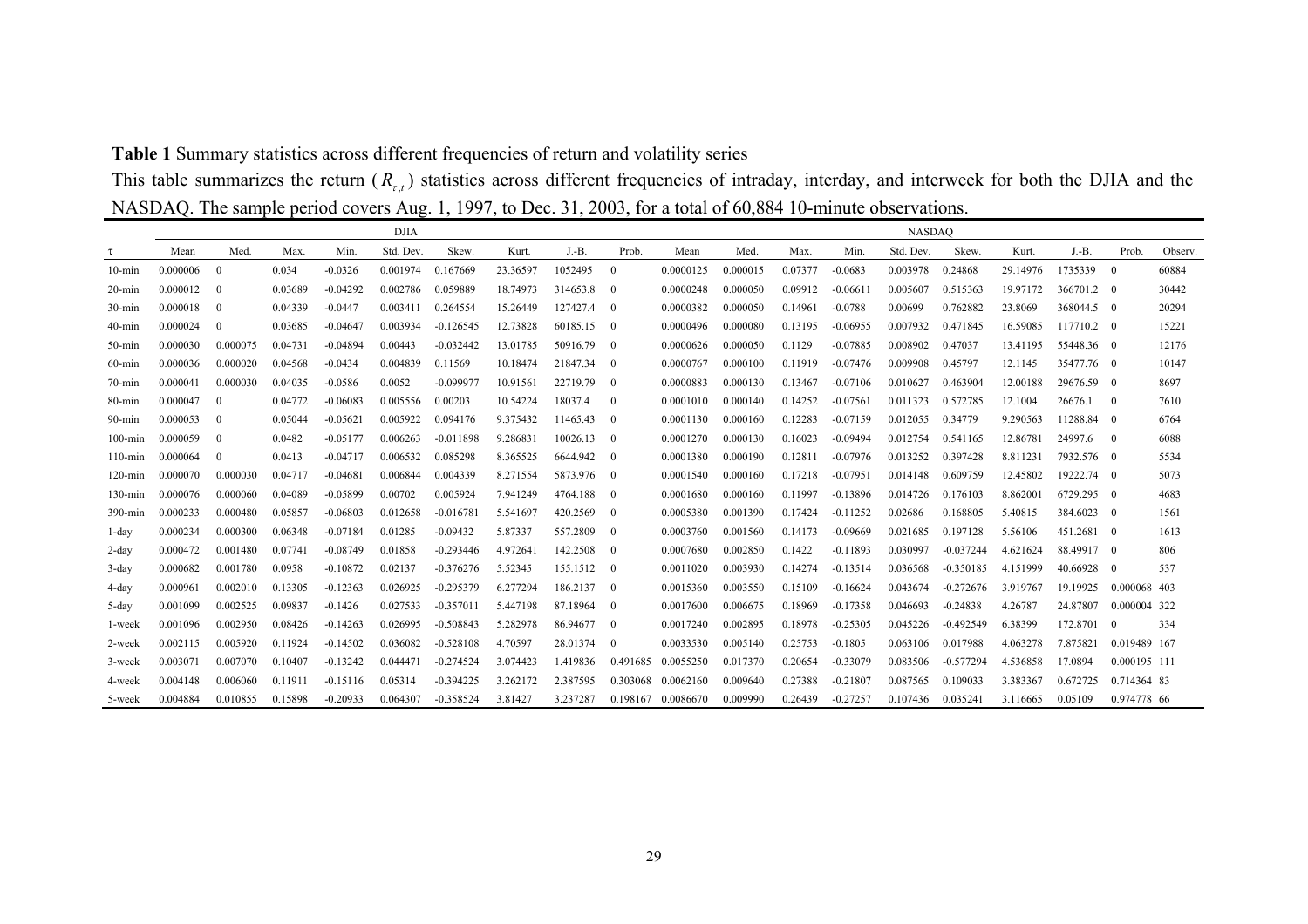**Table 1** Summary statistics across different frequencies of return and volatility series

This table summarizes the return ($R_{\tau,t}$) statistics across different frequencies of intraday, interday, and interweek for both the DJIA and the NASDAQ. The sample period covers Aug. 1, 1997, to Dec. 31, 2003, for a total of 60,884 10-minute observations.

| | DJIA | | | | | | | | | NASDAQ | | | | | | | | | |
|---|---|---|---|---|---|---|---|---|---|---|---|---|---|---|---|---|---|---|---|
| $\tau$ | Mean | Med. | Max. | Min. | Std. Dev. | Skew. | Kurt. | J.-B. | Prob. | Mean | Med. | Max. | Min. | Std. Dev. | Skew. | Kurt. | J.-B. | Prob. | Observ. |
| 10-min | 0.000006 | 0 | 0.034 | -0.0326 | 0.001974 | 0.167669 | 23.36597 | 1052495 | 0 | 0.0000125 | 0.000015 | 0.07377 | -0.0683 | 0.003978 | 0.24868 | 29.14976 | 1735339 | 0 | 60884 |
| 20-min | 0.000012 | 0 | 0.03689 | -0.04292 | 0.002786 | 0.059889 | 18.74973 | 314653.8 | 0 | 0.0000248 | 0.000050 | 0.09912 | -0.06611 | 0.005607 | 0.515363 | 19.97172 | 366701.2 | 0 | 30442 |
| 30-min | 0.000018 | 0 | 0.04339 | -0.0447 | 0.003411 | 0.264554 | 15.26449 | 127427.4 | 0 | 0.0000382 | 0.000050 | 0.14961 | -0.0788 | 0.00699 | 0.762882 | 23.8069 | 368044.5 | 0 | 20294 |
| 40-min | 0.000024 | 0 | 0.03685 | -0.04647 | 0.003934 | -0.126545 | 12.73828 | 60185.15 | 0 | 0.0000496 | 0.000080 | 0.13195 | -0.06955 | 0.007932 | 0.471845 | 16.59085 | 117710.2 | 0 | 15221 |
| 50-min | 0.000030 | 0.000075 | 0.04731 | -0.04894 | 0.00443 | -0.032442 | 13.01785 | 50916.79 | 0 | 0.0000626 | 0.000050 | 0.1129 | -0.07885 | 0.008902 | 0.47037 | 13.41195 | 55448.36 | 0 | 12176 |
| 60-min | 0.000036 | 0.000020 | 0.04568 | -0.0434 | 0.004839 | 0.11569 | 10.18474 | 21847.34 | 0 | 0.0000767 | 0.000100 | 0.11919 | -0.07476 | 0.009908 | 0.45797 | 12.1145 | 35477.76 | 0 | 10147 |
| 70-min | 0.000041 | 0.000030 | 0.04035 | -0.0586 | 0.0052 | -0.099977 | 10.91561 | 22719.79 | 0 | 0.0000883 | 0.000130 | 0.13467 | -0.07106 | 0.010627 | 0.463904 | 12.00188 | 29676.59 | 0 | 8697 |
| 80-min | 0.000047 | 0 | 0.04772 | -0.06083 | 0.005556 | 0.00203 | 10.54224 | 18037.4 | 0 | 0.0001010 | 0.000140 | 0.14252 | -0.07561 | 0.011323 | 0.572785 | 12.1004 | 26676.1 | 0 | 7610 |
| 90-min | 0.000053 | 0 | 0.05044 | -0.05621 | 0.005922 | 0.094176 | 9.375432 | 11465.43 | 0 | 0.0001130 | 0.000160 | 0.12283 | -0.07159 | 0.012055 | 0.34779 | 9.290563 | 11288.84 | 0 | 6764 |
| 100-min | 0.000059 | 0 | 0.0482 | -0.05177 | 0.006263 | -0.011898 | 9.286831 | 10026.13 | 0 | 0.0001270 | 0.000130 | 0.16023 | -0.09494 | 0.012754 | 0.541165 | 12.86781 | 24997.6 | 0 | 6088 |
| 110-min | 0.000064 | 0 | 0.0413 | -0.04717 | 0.006532 | 0.085298 | 8.365525 | 6644.942 | 0 | 0.0001380 | 0.000190 | 0.12811 | -0.07976 | 0.013252 | 0.397428 | 8.811231 | 7932.576 | 0 | 5534 |
| 120-min | 0.000070 | 0.000030 | 0.04717 | -0.04681 | 0.006844 | 0.004339 | 8.271554 | 5873.976 | 0 | 0.0001540 | 0.000160 | 0.17218 | -0.07951 | 0.014148 | 0.609759 | 12.45802 | 19222.74 | 0 | 5073 |
| 130-min | 0.000076 | 0.000060 | 0.04089 | -0.05899 | 0.00702 | 0.005924 | 7.941249 | 4764.188 | 0 | 0.0001680 | 0.000160 | 0.11997 | -0.13896 | 0.014726 | 0.176103 | 8.862001 | 6729.295 | 0 | 4683 |
| 390-min | 0.000233 | 0.000480 | 0.05857 | -0.06803 | 0.012658 | -0.016781 | 5.541697 | 420.2569 | 0 | 0.0005380 | 0.001390 | 0.17424 | -0.11252 | 0.02686 | 0.168805 | 5.40815 | 384.6023 | 0 | 1561 |
| 1-day | 0.000234 | 0.000300 | 0.06348 | -0.07184 | 0.01285 | -0.09432 | 5.87337 | 557.2809 | 0 | 0.0003760 | 0.001560 | 0.14173 | -0.09669 | 0.021685 | 0.197128 | 5.56106 | 451.2681 | 0 | 1613 |
| 2-day | 0.000472 | 0.001480 | 0.07741 | -0.08749 | 0.01858 | -0.293446 | 4.972641 | 142.2508 | 0 | 0.0007680 | 0.002850 | 0.1422 | -0.11893 | 0.030997 | -0.037244 | 4.621624 | 88.49917 | 0 | 806 |
| 3-day | 0.000682 | 0.001780 | 0.0958 | -0.10872 | 0.02137 | -0.376276 | 5.52345 | 155.1512 | 0 | 0.0011020 | 0.003930 | 0.14274 | -0.13514 | 0.036568 | -0.350185 | 4.151999 | 40.66928 | 0 | 537 |
| 4-day | 0.000961 | 0.002010 | 0.13305 | -0.12363 | 0.026925 | -0.295379 | 6.277294 | 186.2137 | 0 | 0.0015360 | 0.003550 | 0.15109 | -0.16624 | 0.043674 | -0.272676 | 3.919767 | 19.19925 | 0.000068 | 403 |
| 5-day | 0.001099 | 0.002525 | 0.09837 | -0.1426 | 0.027533 | -0.357011 | 5.447198 | 87.18964 | 0 | 0.0017600 | 0.006675 | 0.18969 | -0.17358 | 0.046693 | -0.24838 | 4.26787 | 24.87807 | 0.000004 | 322 |
| 1-week | 0.001096 | 0.002950 | 0.08426 | -0.14263 | 0.026995 | -0.508843 | 5.282978 | 86.94677 | 0 | 0.0017240 | 0.002895 | 0.18978 | -0.25305 | 0.045226 | -0.492549 | 6.38399 | 172.8701 | 0 | 334 |
| 2-week | 0.002115 | 0.005920 | 0.11924 | -0.14502 | 0.036082 | -0.528108 | 4.70597 | 28.01374 | 0 | 0.0033530 | 0.005140 | 0.25753 | -0.1805 | 0.063106 | 0.017988 | 4.063278 | 7.875821 | 0.019489 | 167 |
| 3-week | 0.003071 | 0.007070 | 0.10407 | -0.13242 | 0.044471 | -0.274524 | 3.074423 | 1.419836 | 0.491685 | 0.0055250 | 0.017370 | 0.20654 | -0.33079 | 0.083506 | -0.577294 | 4.536858 | 17.0894 | 0.000195 | 111 |
| 4-week | 0.004148 | 0.006060 | 0.11911 | -0.15116 | 0.05314 | -0.394225 | 3.262172 | 2.387595 | 0.303068 | 0.0062160 | 0.009640 | 0.27388 | -0.21807 | 0.087565 | 0.109033 | 3.383367 | 0.672725 | 0.714364 | 83 |
| 5-week | 0.004884 | 0.010855 | 0.15898 | -0.20933 | 0.064307 | -0.358524 | 3.81427 | 3.237287 | 0.198167 | 0.0086670 | 0.009990 | 0.26439 | -0.27257 | 0.107436 | 0.035241 | 3.116665 | 0.05109 | 0.974778 | 66 |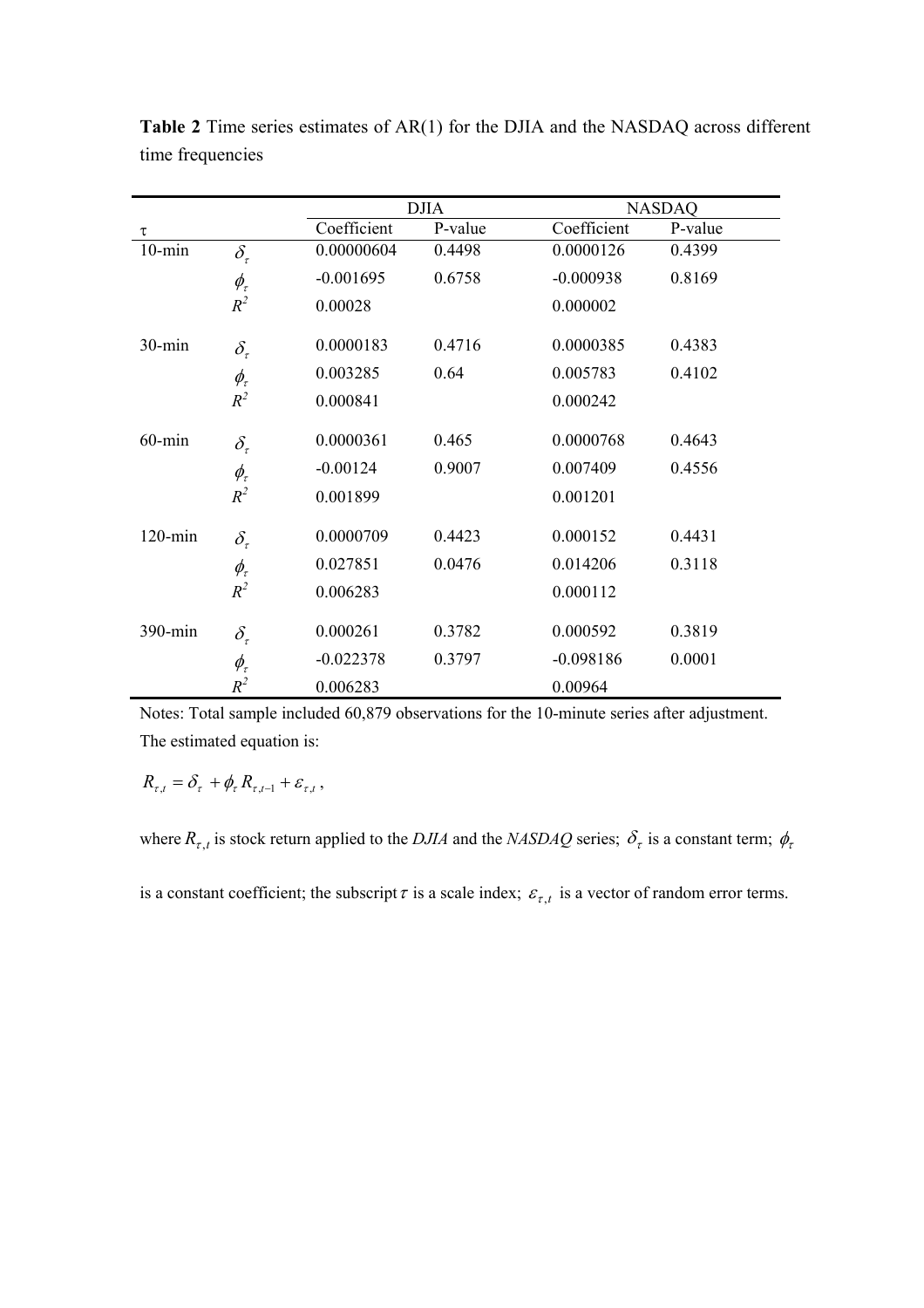**Table 2** Time series estimates of AR(1) for the DJIA and the NASDAQ across different time frequencies

| | | DJIA | | NASDAQ | |
|---|---|---|---|---|---|
| τ | | Coefficient | P-value | Coefficient | P-value |
| 10-min | $\delta_\tau$ | 0.00000604 | 0.4498 | 0.0000126 | 0.4399 |
| | $\phi_\tau$ | -0.001695 | 0.6758 | -0.000938 | 0.8169 |
| | $R^2$ | 0.00028 | | 0.000002 | |
| 30-min | $\delta_\tau$ | 0.0000183 | 0.4716 | 0.0000385 | 0.4383 |
| | $\phi_\tau$ | 0.003285 | 0.64 | 0.005783 | 0.4102 |
| | $R^2$ | 0.000841 | | 0.000242 | |
| 60-min | $\delta_\tau$ | 0.0000361 | 0.465 | 0.0000768 | 0.4643 |
| | $\phi_\tau$ | -0.00124 | 0.9007 | 0.007409 | 0.4556 |
| | $R^2$ | 0.001899 | | 0.001201 | |
| 120-min | $\delta_\tau$ | 0.0000709 | 0.4423 | 0.000152 | 0.4431 |
| | $\phi_\tau$ | 0.027851 | 0.0476 | 0.014206 | 0.3118 |
| | $R^2$ | 0.006283 | | 0.000112 | |
| 390-min | $\delta_\tau$ | 0.000261 | 0.3782 | 0.000592 | 0.3819 |
| | $\phi_\tau$ | -0.022378 | 0.3797 | -0.098186 | 0.0001 |
| | $R^2$ | 0.006283 | | 0.00964 | |

Notes: Total sample included 60,879 observations for the 10-minute series after adjustment. The estimated equation is:

$$R_{\tau,t} = \delta_\tau + \phi_\tau R_{\tau,t-1} + \varepsilon_{\tau,t} \text{ ,}$$

where $R_{\tau,t}$ is stock return applied to the *DJIA* and the *NASDAQ* series; $\delta_\tau$ is a constant term; $\phi_\tau$ is a constant coefficient; the subscript $\tau$ is a scale index; $\varepsilon_{\tau,t}$ is a vector of random error terms.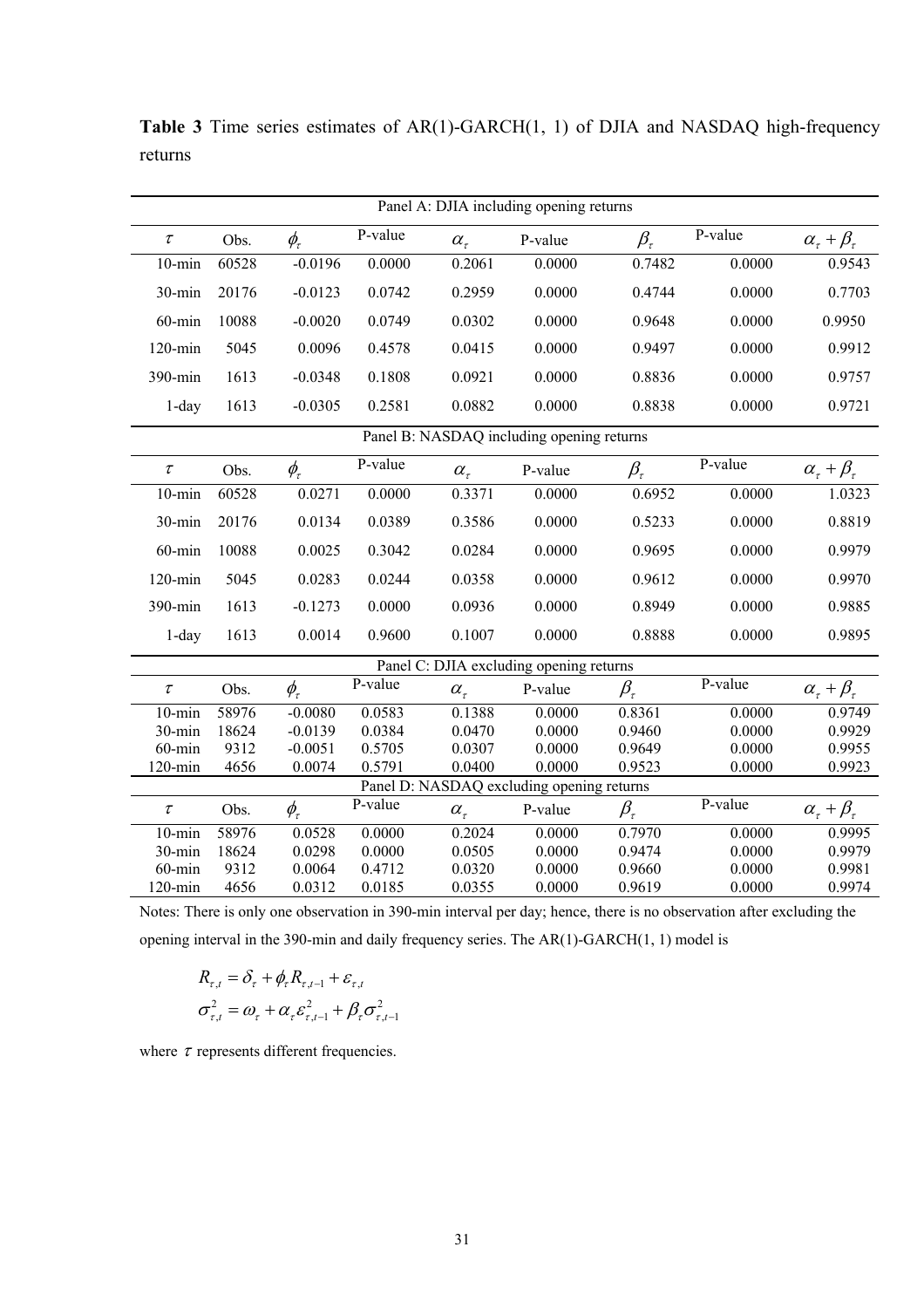**Table 3** Time series estimates of AR(1)-GARCH(1, 1) of DJIA and NASDAQ high-frequency returns

| Panel A: DJIA including opening returns | | | | | | | | |
|---|---|---|---|---|---|---|---|---|
| $\tau$ | Obs. | $\phi_\tau$ | P-value | $\alpha_\tau$ | P-value | $\beta_\tau$ | P-value | $\alpha_\tau + \beta_\tau$ |
| 10-min | 60528 | -0.0196 | 0.0000 | 0.2061 | 0.0000 | 0.7482 | 0.0000 | 0.9543 |
| 30-min | 20176 | -0.0123 | 0.0742 | 0.2959 | 0.0000 | 0.4744 | 0.0000 | 0.7703 |
| 60-min | 10088 | -0.0020 | 0.0749 | 0.0302 | 0.0000 | 0.9648 | 0.0000 | 0.9950 |
| 120-min | 5045 | 0.0096 | 0.4578 | 0.0415 | 0.0000 | 0.9497 | 0.0000 | 0.9912 |
| 390-min | 1613 | -0.0348 | 0.1808 | 0.0921 | 0.0000 | 0.8836 | 0.0000 | 0.9757 |
| 1-day | 1613 | -0.0305 | 0.2581 | 0.0882 | 0.0000 | 0.8838 | 0.0000 | 0.9721 |
| **Panel B: NASDAQ including opening returns** | | | | | | | | |
| $\tau$ | Obs. | $\phi_\tau$ | P-value | $\alpha_\tau$ | P-value | $\beta_\tau$ | P-value | $\alpha_\tau + \beta_\tau$ |
| 10-min | 60528 | 0.0271 | 0.0000 | 0.3371 | 0.0000 | 0.6952 | 0.0000 | 1.0323 |
| 30-min | 20176 | 0.0134 | 0.0389 | 0.3586 | 0.0000 | 0.5233 | 0.0000 | 0.8819 |
| 60-min | 10088 | 0.0025 | 0.3042 | 0.0284 | 0.0000 | 0.9695 | 0.0000 | 0.9979 |
| 120-min | 5045 | 0.0283 | 0.0244 | 0.0358 | 0.0000 | 0.9612 | 0.0000 | 0.9970 |
| 390-min | 1613 | -0.1273 | 0.0000 | 0.0936 | 0.0000 | 0.8949 | 0.0000 | 0.9885 |
| 1-day | 1613 | 0.0014 | 0.9600 | 0.1007 | 0.0000 | 0.8888 | 0.0000 | 0.9895 |
| **Panel C: DJIA excluding opening returns** | | | | | | | | |
| $\tau$ | Obs. | $\phi_\tau$ | P-value | $\alpha_\tau$ | P-value | $\beta_\tau$ | P-value | $\alpha_\tau + \beta_\tau$ |
| 10-min | 58976 | -0.0080 | 0.0583 | 0.1388 | 0.0000 | 0.8361 | 0.0000 | 0.9749 |
| 30-min | 18624 | -0.0139 | 0.0384 | 0.0470 | 0.0000 | 0.9460 | 0.0000 | 0.9929 |
| 60-min | 9312 | -0.0051 | 0.5705 | 0.0307 | 0.0000 | 0.9649 | 0.0000 | 0.9955 |
| 120-min | 4656 | 0.0074 | 0.5791 | 0.0400 | 0.0000 | 0.9523 | 0.0000 | 0.9923 |
| **Panel D: NASDAQ excluding opening returns** | | | | | | | | |
| $\tau$ | Obs. | $\phi_\tau$ | P-value | $\alpha_\tau$ | P-value | $\beta_\tau$ | P-value | $\alpha_\tau + \beta_\tau$ |
| 10-min | 58976 | 0.0528 | 0.0000 | 0.2024 | 0.0000 | 0.7970 | 0.0000 | 0.9995 |
| 30-min | 18624 | 0.0298 | 0.0000 | 0.0505 | 0.0000 | 0.9474 | 0.0000 | 0.9979 |
| 60-min | 9312 | 0.0064 | 0.4712 | 0.0320 | 0.0000 | 0.9660 | 0.0000 | 0.9981 |
| 120-min | 4656 | 0.0312 | 0.0185 | 0.0355 | 0.0000 | 0.9619 | 0.0000 | 0.9974 |

Notes: There is only one observation in 390-min interval per day; hence, there is no observation after excluding the opening interval in the 390-min and daily frequency series. The AR(1)-GARCH(1, 1) model is

$$R_{\tau,t} = \delta_\tau + \phi_\tau R_{\tau,t-1} + \varepsilon_{\tau,t}$$

$$\sigma_{\tau,t}^2 = \omega_\tau + \alpha_\tau \varepsilon_{\tau,t-1}^2 + \beta_\tau \sigma_{\tau,t-1}^2$$

where $\tau$ represents different frequencies.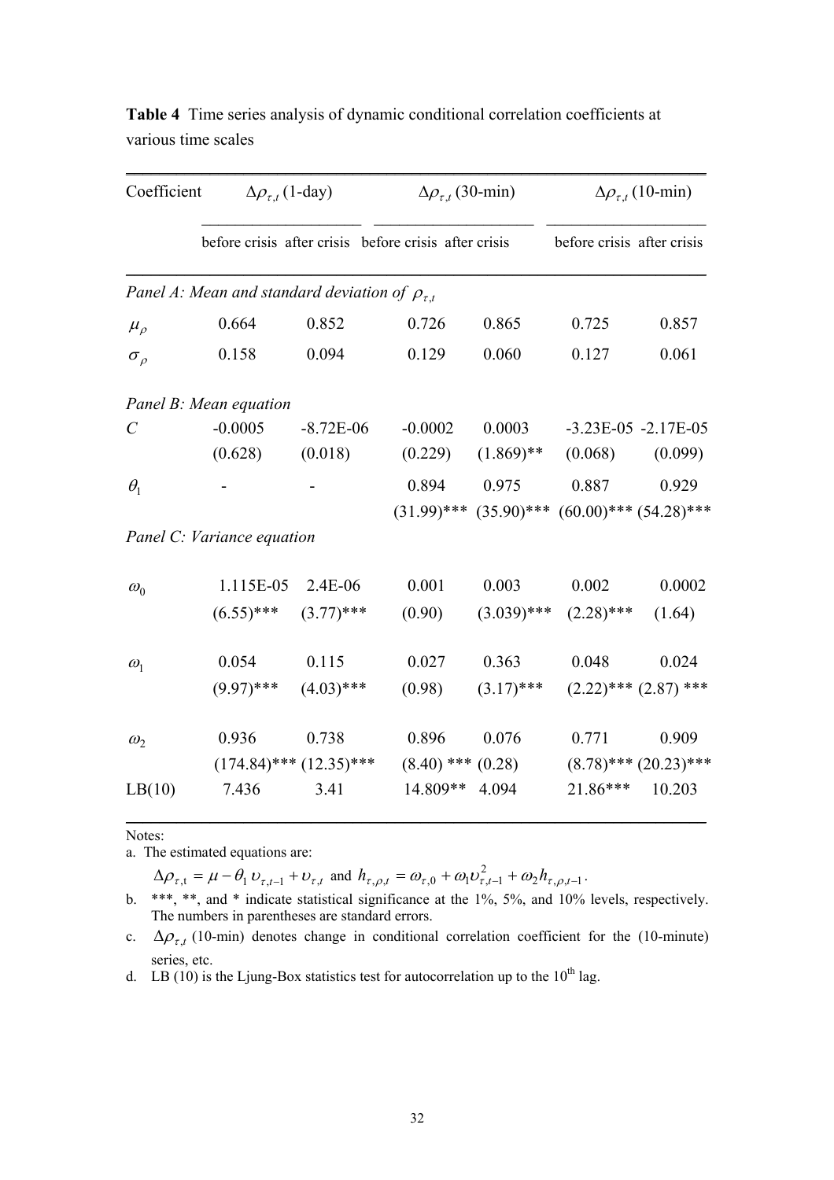**Table 4** Time series analysis of dynamic conditional correlation coefficients at various time scales

| Coefficient | $\Delta\rho_{\tau,t}$ (1-day) | | $\Delta\rho_{\tau,t}$ (30-min) | | $\Delta\rho_{\tau,t}$ (10-min) | |
|---|---|---|---|---|---|---|
| | before crisis | after crisis | before crisis | after crisis | before crisis | after crisis |
| *Panel A: Mean and standard deviation of $\rho_{\tau,t}$* | | | | | | |
| $\mu_\rho$ | 0.664 | 0.852 | 0.726 | 0.865 | 0.725 | 0.857 |
| $\sigma_\rho$ | 0.158 | 0.094 | 0.129 | 0.060 | 0.127 | 0.061 |
| *Panel B: Mean equation* | | | | | | |
| $C$ | -0.0005 | -8.72E-06 | -0.0002 | 0.0003 | -3.23E-05 | -2.17E-05 |
| | (0.628) | (0.018) | (0.229) | (1.869)** | (0.068) | (0.099) |
| $\theta_1$ | - | - | 0.894 | 0.975 | 0.887 | 0.929 |
| | | | (31.99)*** | (35.90)*** | (60.00)*** | (54.28)*** |
| *Panel C: Variance equation* | | | | | | |
| $\omega_0$ | 1.115E-05 | 2.4E-06 | 0.001 | 0.003 | 0.002 | 0.0002 |
| | (6.55)*** | (3.77)*** | (0.90) | (3.039)*** | (2.28)*** | (1.64) |
| $\omega_1$ | 0.054 | 0.115 | 0.027 | 0.363 | 0.048 | 0.024 |
| | (9.97)*** | (4.03)*** | (0.98) | (3.17)*** | (2.22)*** | (2.87) *** |
| $\omega_2$ | 0.936 | 0.738 | 0.896 | 0.076 | 0.771 | 0.909 |
| | (174.84)*** | (12.35)*** | (8.40) *** | (0.28) | (8.78)*** | (20.23)*** |
| LB(10) | 7.436 | 3.41 | 14.809** | 4.094 | 21.86*** | 10.203 |

Notes:

a. The estimated equations are:

$$\Delta\rho_{\tau,t} = \mu - \theta_1 \upsilon_{\tau,t-1} + \upsilon_{\tau,t} \text{ and } h_{\tau,\rho,t} = \omega_{\tau,0} + \omega_1 \upsilon_{\tau,t-1}^2 + \omega_2 h_{\tau,\rho,t-1}.$$

b. ***, **, and * indicate statistical significance at the 1%, 5%, and 10% levels, respectively. The numbers in parentheses are standard errors.

c. $\Delta\rho_{\tau,t}$ (10-min) denotes change in conditional correlation coefficient for the (10-minute) series, etc.

d. LB (10) is the Ljung-Box statistics test for autocorrelation up to the 10th lag.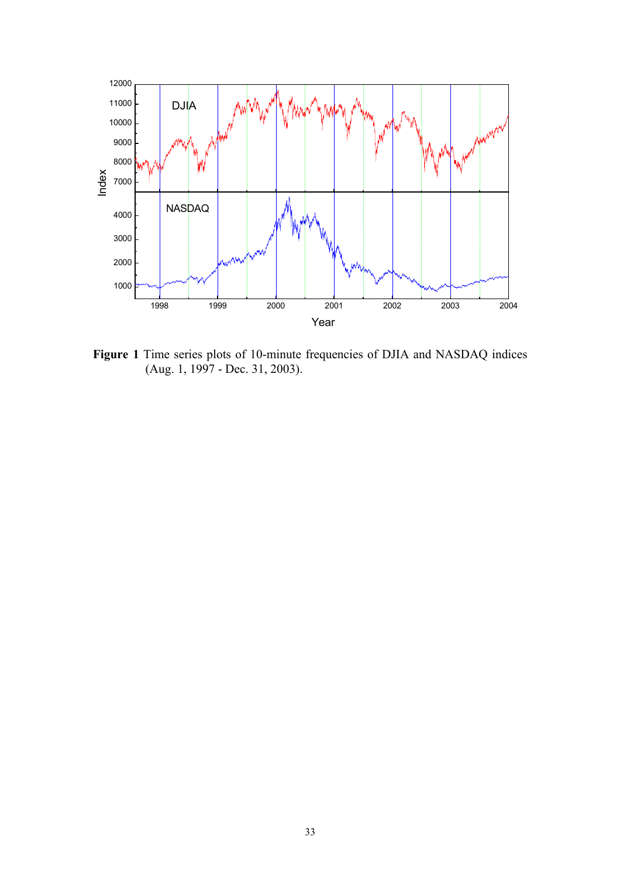**Figure 1** Time series plots of 10-minute frequencies of DJIA and NASDAQ indices (Aug. 1, 1997 - Dec. 31, 2003).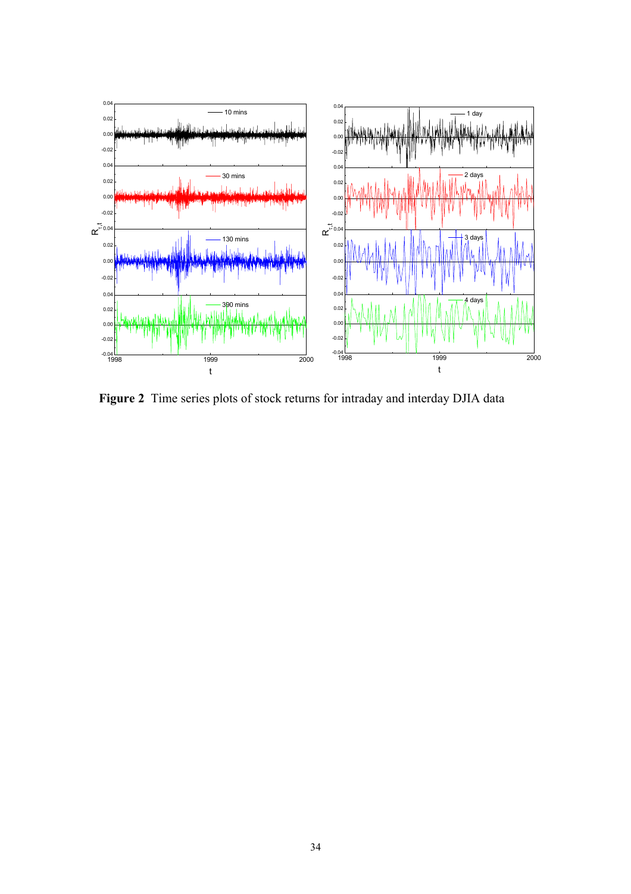**Figure 2** Time series plots of stock returns for intraday and interday DJIA data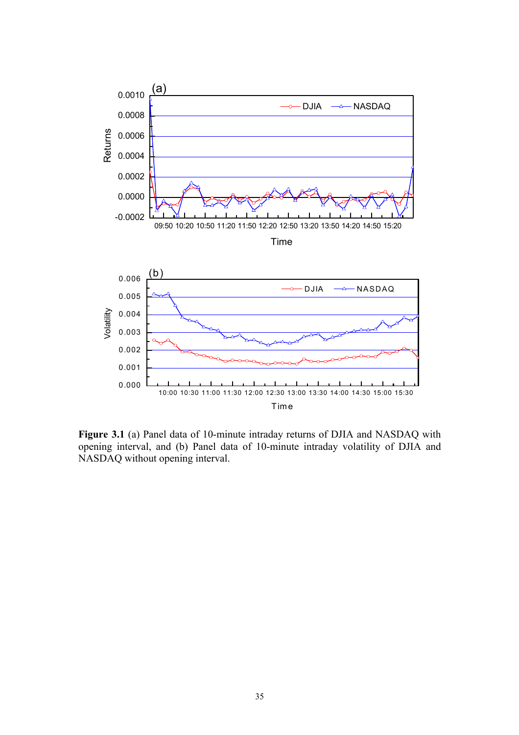**Figure 3.1** (a) Panel data of 10-minute intraday returns of DJIA and NASDAQ with opening interval, and (b) Panel data of 10-minute intraday volatility of DJIA and NASDAQ without opening interval.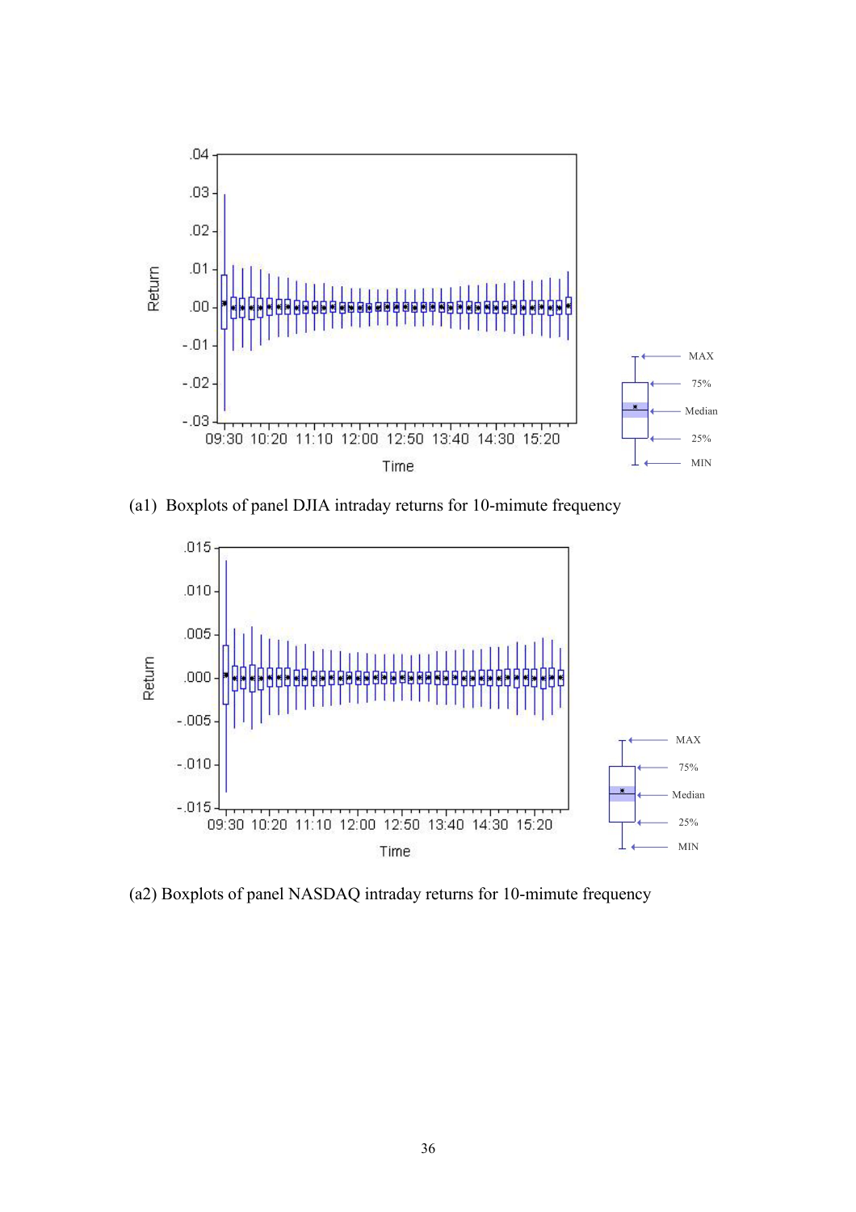(a1) Boxplots of panel DJIA intraday returns for 10-mimute frequency

(a2) Boxplots of panel NASDAQ intraday returns for 10-mimute frequency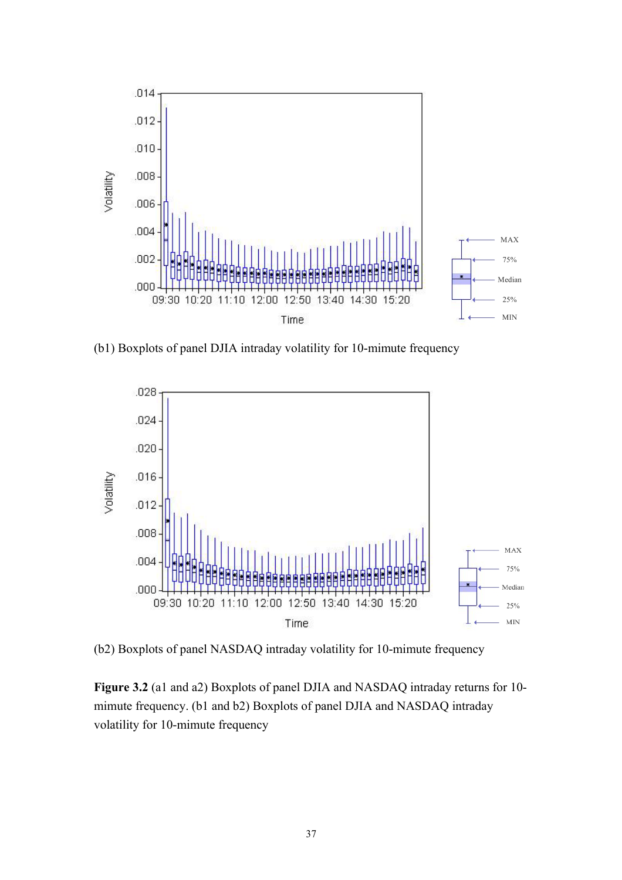(b1) Boxplots of panel DJIA intraday volatility for 10-mimute frequency

(b2) Boxplots of panel NASDAQ intraday volatility for 10-mimute frequency

**Figure 3.2** (a1 and a2) Boxplots of panel DJIA and NASDAQ intraday returns for 10-mimute frequency. (b1 and b2) Boxplots of panel DJIA and NASDAQ intraday volatility for 10-mimute frequency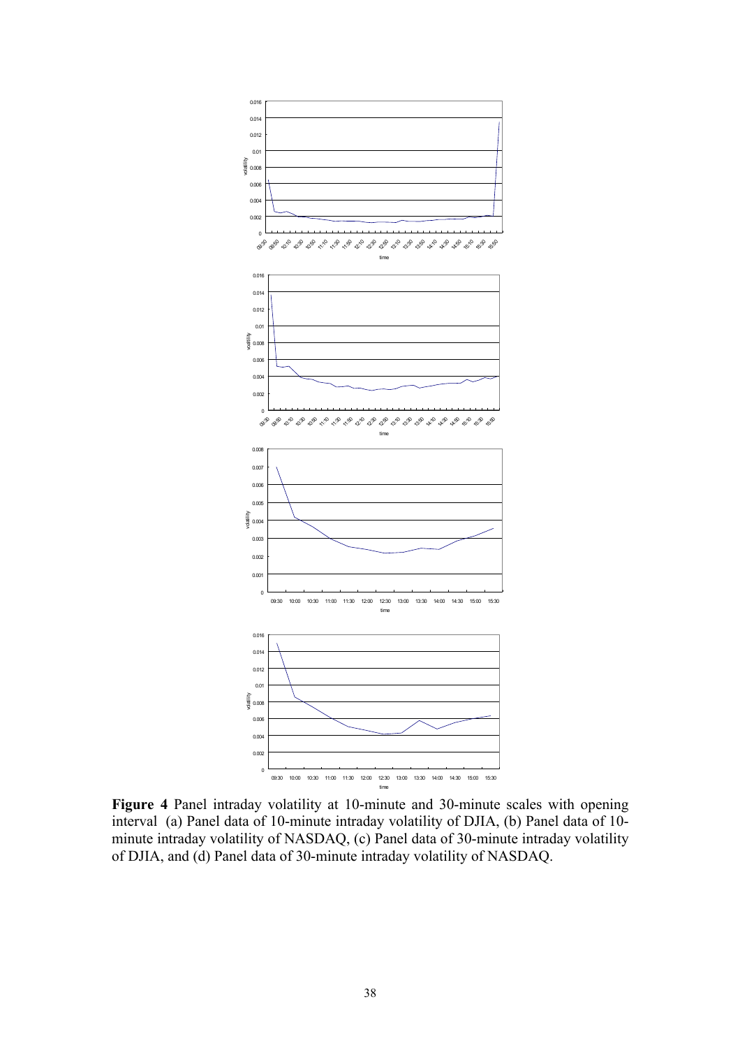**Figure 4** Panel intraday volatility at 10-minute and 30-minute scales with opening interval (a) Panel data of 10-minute intraday volatility of DJIA, (b) Panel data of 10-minute intraday volatility of NASDAQ, (c) Panel data of 30-minute intraday volatility of DJIA, and (d) Panel data of 30-minute intraday volatility of NASDAQ.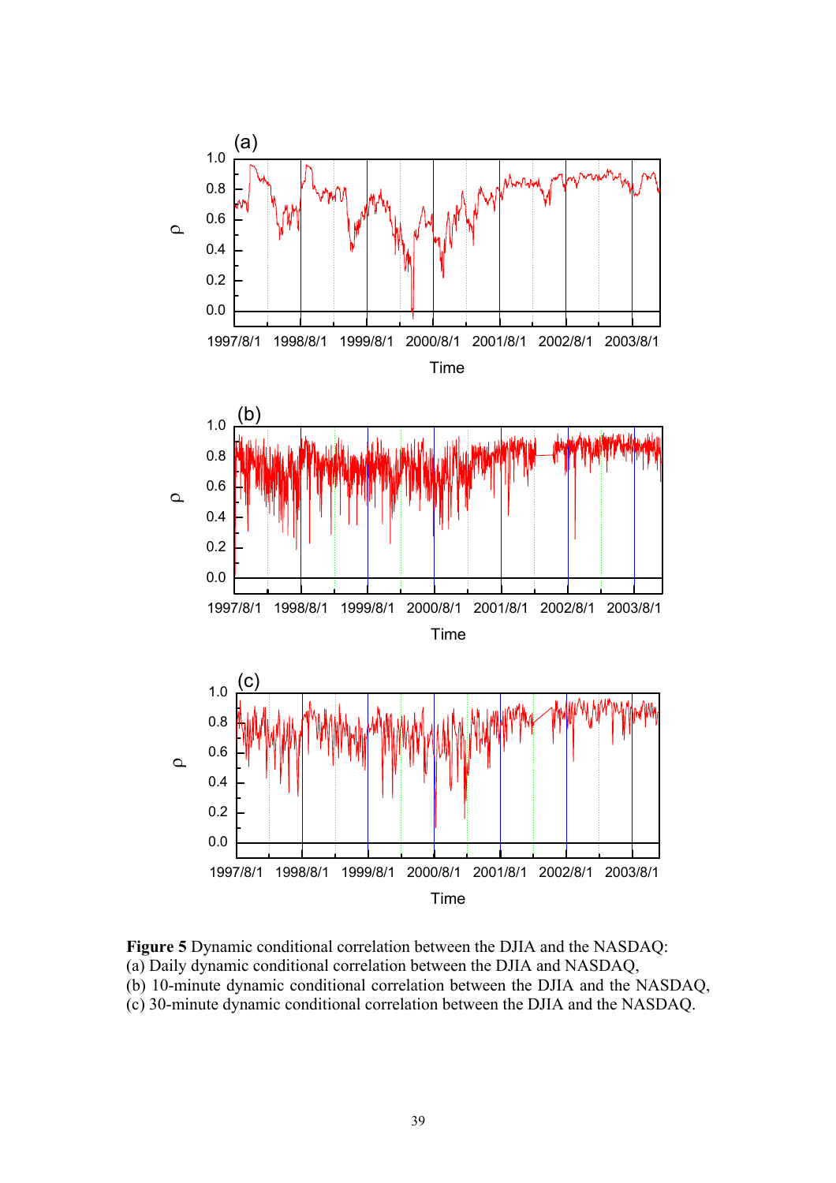**Figure 5** Dynamic conditional correlation between the DJIA and the NASDAQ:
(a) Daily dynamic conditional correlation between the DJIA and NASDAQ,
(b) 10-minute dynamic conditional correlation between the DJIA and the NASDAQ,
(c) 30-minute dynamic conditional correlation between the DJIA and the NASDAQ.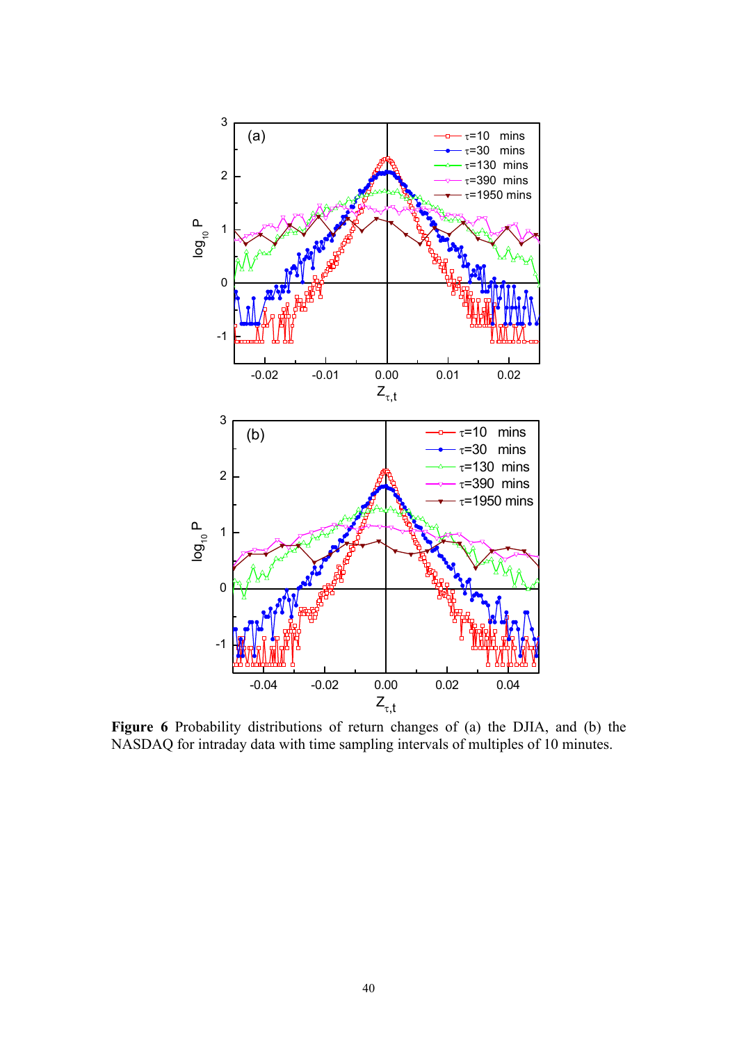**Figure 6** Probability distributions of return changes of (a) the DJIA, and (b) the NASDAQ for intraday data with time sampling intervals of multiples of 10 minutes.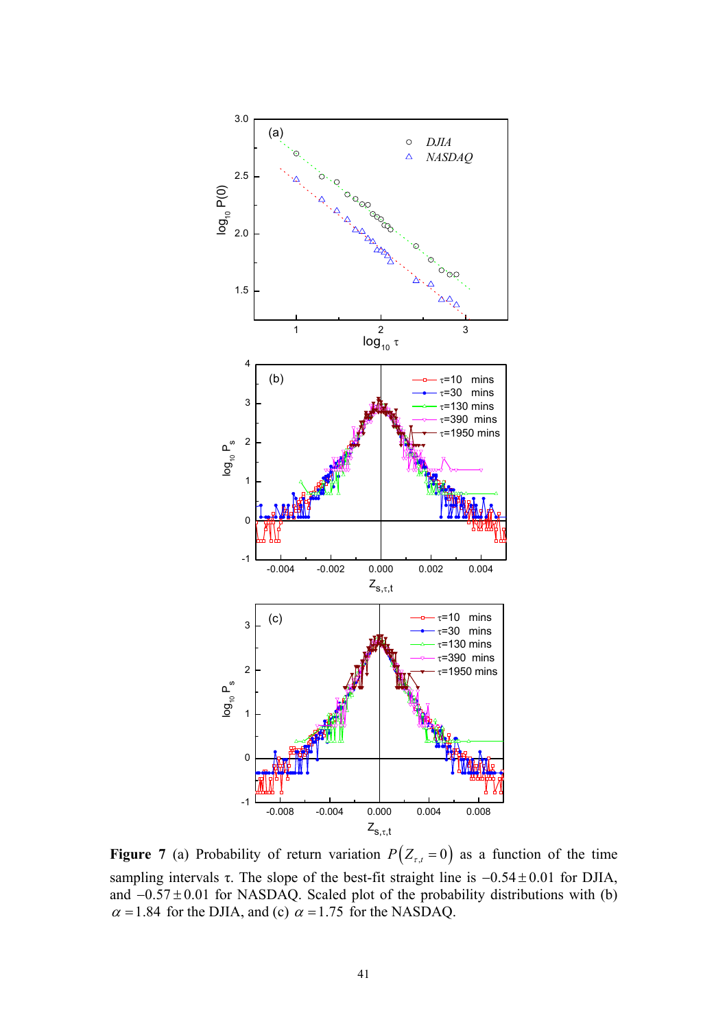**Figure 7** (a) Probability of return variation $P(Z_{\tau,t}=0)$ as a function of the time sampling intervals τ. The slope of the best-fit straight line is $-0.54\pm0.01$ for DJIA, and $-0.57\pm0.01$ for NASDAQ. Scaled plot of the probability distributions with (b) $\alpha=1.84$ for the DJIA, and (c) $\alpha=1.75$ for the NASDAQ.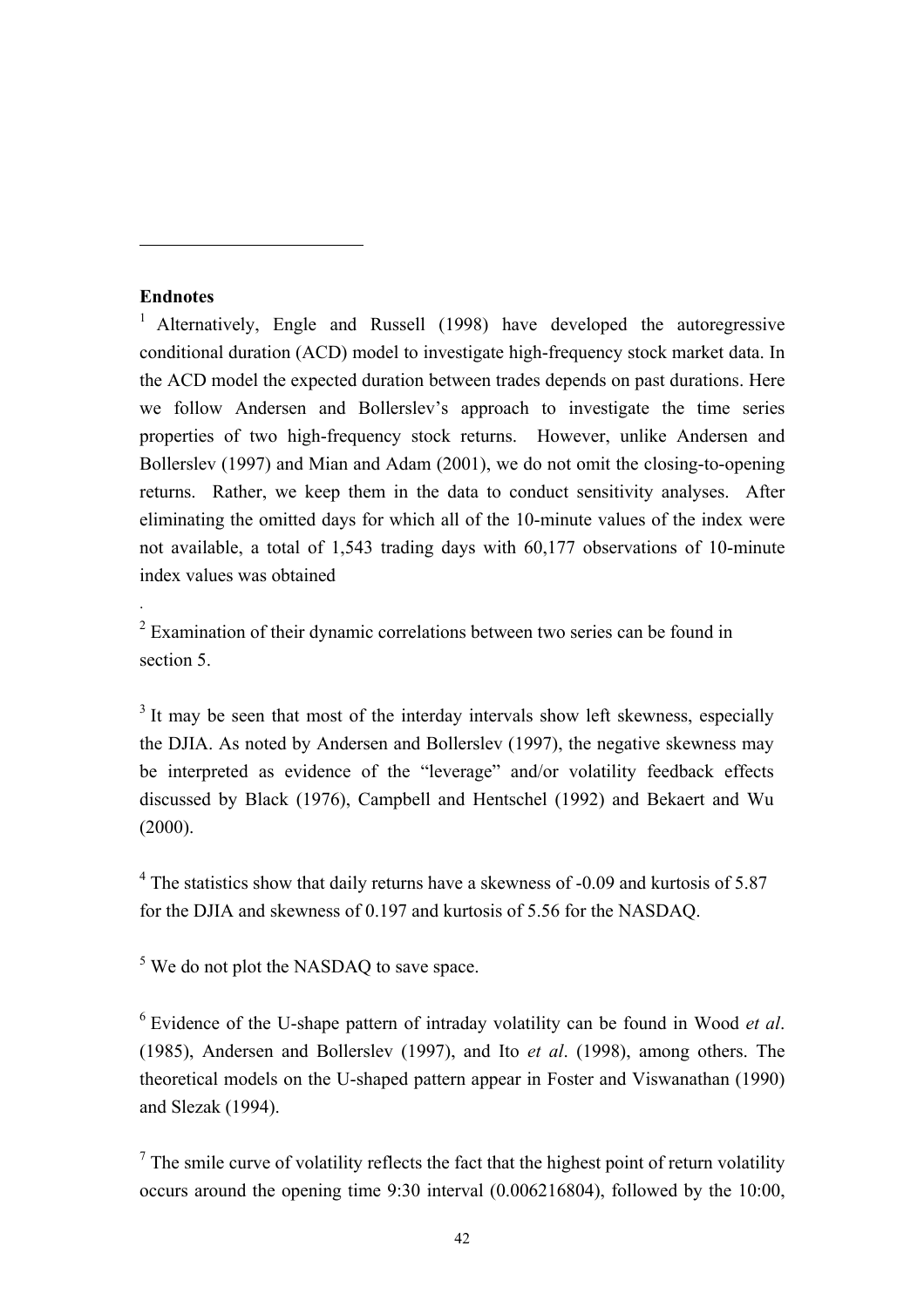**Endnotes**

[1] Alternatively, Engle and Russell (1998) have developed the autoregressive conditional duration (ACD) model to investigate high-frequency stock market data. In the ACD model the expected duration between trades depends on past durations. Here we follow Andersen and Bollerslev's approach to investigate the time series properties of two high-frequency stock returns. However, unlike Andersen and Bollerslev (1997) and Mian and Adam (2001), we do not omit the closing-to-opening returns. Rather, we keep them in the data to conduct sensitivity analyses. After eliminating the omitted days for which all of the 10-minute values of the index were not available, a total of 1,543 trading days with 60,177 observations of 10-minute index values was obtained

.

[2] Examination of their dynamic correlations between two series can be found in section 5.

[3] It may be seen that most of the interday intervals show left skewness, especially the DJIA. As noted by Andersen and Bollerslev (1997), the negative skewness may be interpreted as evidence of the "leverage" and/or volatility feedback effects discussed by Black (1976), Campbell and Hentschel (1992) and Bekaert and Wu (2000).

[4] The statistics show that daily returns have a skewness of -0.09 and kurtosis of 5.87 for the DJIA and skewness of 0.197 and kurtosis of 5.56 for the NASDAQ.

[5] We do not plot the NASDAQ to save space.

[6] Evidence of the U-shape pattern of intraday volatility can be found in Wood *et al*. (1985), Andersen and Bollerslev (1997), and Ito *et al*. (1998), among others. The theoretical models on the U-shaped pattern appear in Foster and Viswanathan (1990) and Slezak (1994).

[7] The smile curve of volatility reflects the fact that the highest point of return volatility occurs around the opening time 9:30 interval (0.006216804), followed by the 10:00,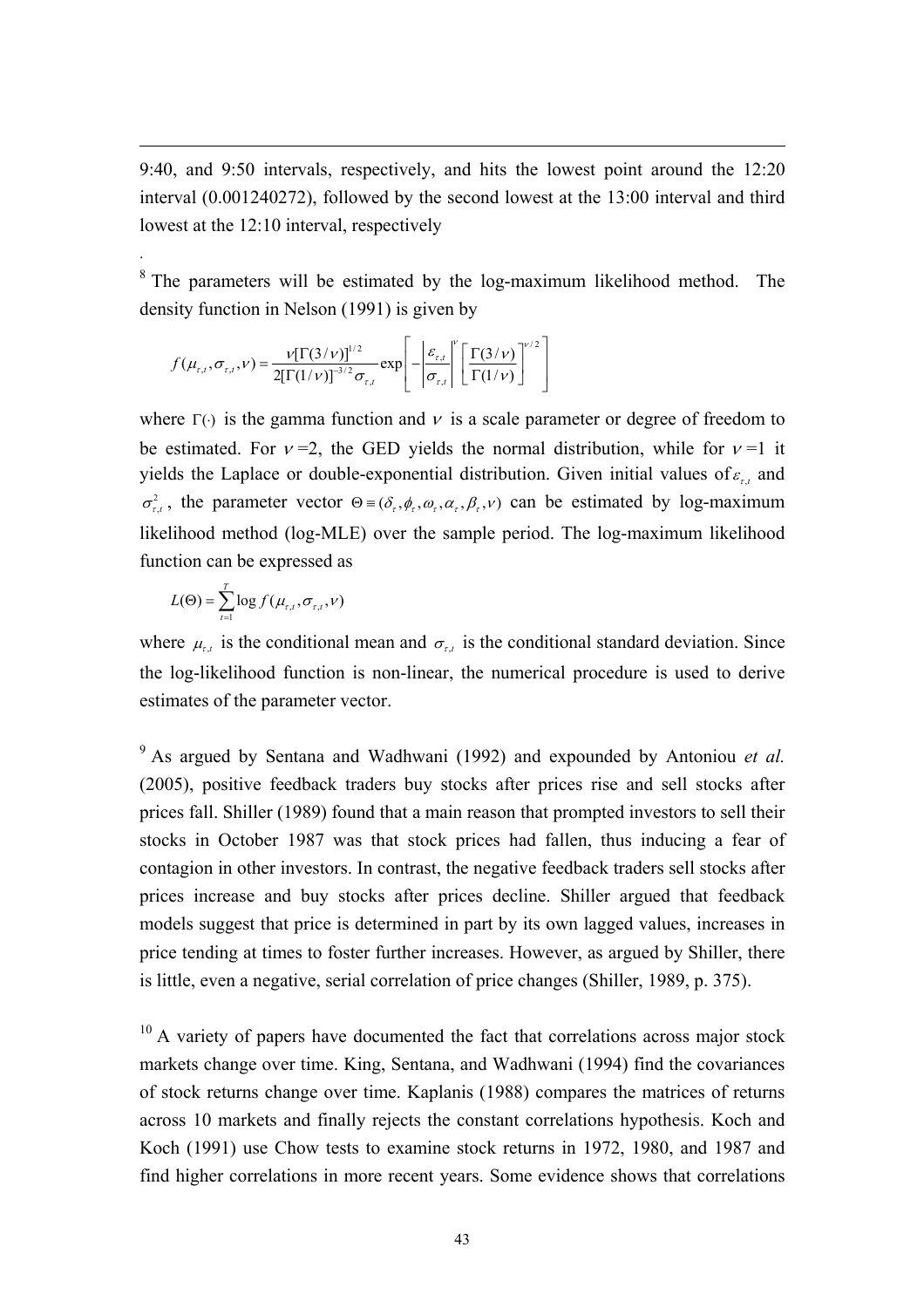9:40, and 9:50 intervals, respectively, and hits the lowest point around the 12:20 interval (0.001240272), followed by the second lowest at the 13:00 interval and third lowest at the 12:10 interval, respectively

.

[8] The parameters will be estimated by the log-maximum likelihood method. The density function in Nelson (1991) is given by

$$f(\mu_{\tau,t}, \sigma_{\tau,t}, \nu) = \frac{\nu[\Gamma(3/\nu)]^{1/2}}{2[\Gamma(1/\nu)]^{-3/2}\sigma_{\tau,t}} \exp\left[ -\left| \frac{\varepsilon_{\tau,t}}{\sigma_{\tau,t}} \right|^{\nu} \left[ \frac{\Gamma(3/\nu)}{\Gamma(1/\nu)} \right]^{\nu/2} \right]$$

where $\Gamma(\cdot)$ is the gamma function and $\nu$ is a scale parameter or degree of freedom to be estimated. For $\nu = 2$, the GED yields the normal distribution, while for $\nu = 1$ it yields the Laplace or double-exponential distribution. Given initial values of $\varepsilon_{\tau,t}$ and $\sigma^2_{\tau,t}$, the parameter vector $\Theta \equiv (\delta_\tau, \phi_\tau, \omega_\tau, \alpha_\tau, \beta_\tau, \nu)$ can be estimated by log-maximum likelihood method (log-MLE) over the sample period. The log-maximum likelihood function can be expressed as

$$L(\Theta) = \sum_{t=1}^{T} \log f(\mu_{\tau,t}, \sigma_{\tau,t}, \nu)$$

where $\mu_{\tau,t}$ is the conditional mean and $\sigma_{\tau,t}$ is the conditional standard deviation. Since the log-likelihood function is non-linear, the numerical procedure is used to derive estimates of the parameter vector.

[9] As argued by Sentana and Wadhwani (1992) and expounded by Antoniou *et al.* (2005), positive feedback traders buy stocks after prices rise and sell stocks after prices fall. Shiller (1989) found that a main reason that prompted investors to sell their stocks in October 1987 was that stock prices had fallen, thus inducing a fear of contagion in other investors. In contrast, the negative feedback traders sell stocks after prices increase and buy stocks after prices decline. Shiller argued that feedback models suggest that price is determined in part by its own lagged values, increases in price tending at times to foster further increases. However, as argued by Shiller, there is little, even a negative, serial correlation of price changes (Shiller, 1989, p. 375).

[10] A variety of papers have documented the fact that correlations across major stock markets change over time. King, Sentana, and Wadhwani (1994) find the covariances of stock returns change over time. Kaplanis (1988) compares the matrices of returns across 10 markets and finally rejects the constant correlations hypothesis. Koch and Koch (1991) use Chow tests to examine stock returns in 1972, 1980, and 1987 and find higher correlations in more recent years. Some evidence shows that correlations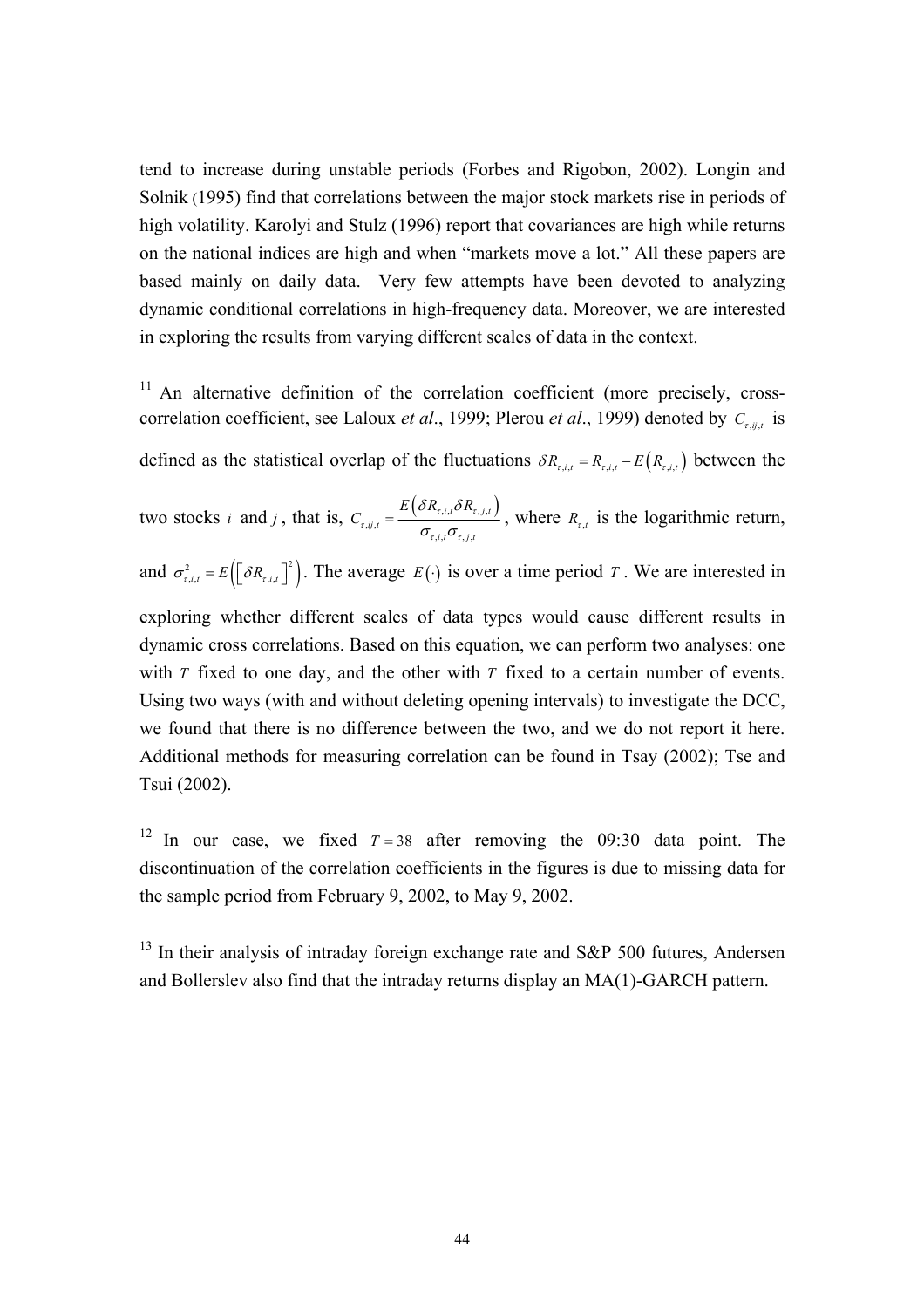tend to increase during unstable periods (Forbes and Rigobon, 2002). Longin and Solnik (1995) find that correlations between the major stock markets rise in periods of high volatility. Karolyi and Stulz (1996) report that covariances are high while returns on the national indices are high and when "markets move a lot." All these papers are based mainly on daily data. Very few attempts have been devoted to analyzing dynamic conditional correlations in high-frequency data. Moreover, we are interested in exploring the results from varying different scales of data in the context.

[11] An alternative definition of the correlation coefficient (more precisely, cross-correlation coefficient, see Laloux *et al*., 1999; Plerou *et al*., 1999) denoted by $C_{\tau,ij,t}$ is defined as the statistical overlap of the fluctuations $\delta R_{\tau,i,t} = R_{\tau,i,t} - E\left(R_{\tau,i,t}\right)$ between the two stocks $i$ and $j$, that is, $C_{\tau,ij,t} = \frac{E\left(\delta R_{\tau,i,t}\delta R_{\tau,j,t}\right)}{\sigma_{\tau,i,t}\sigma_{\tau,j,t}}$, where $R_{\tau,t}$ is the logarithmic return, and $\sigma^2_{\tau,i,t} = E\left(\left[\delta R_{\tau,i,t}\right]^2\right)$. The average $E(\cdot)$ is over a time period $T$. We are interested in exploring whether different scales of data types would cause different results in dynamic cross correlations. Based on this equation, we can perform two analyses: one with $T$ fixed to one day, and the other with $T$ fixed to a certain number of events. Using two ways (with and without deleting opening intervals) to investigate the DCC, we found that there is no difference between the two, and we do not report it here. Additional methods for measuring correlation can be found in Tsay (2002); Tse and Tsui (2002).

[12] In our case, we fixed $T = 38$ after removing the 09:30 data point. The discontinuation of the correlation coefficients in the figures is due to missing data for the sample period from February 9, 2002, to May 9, 2002.

[13] In their analysis of intraday foreign exchange rate and S&P 500 futures, Andersen and Bollerslev also find that the intraday returns display an MA(1)-GARCH pattern.